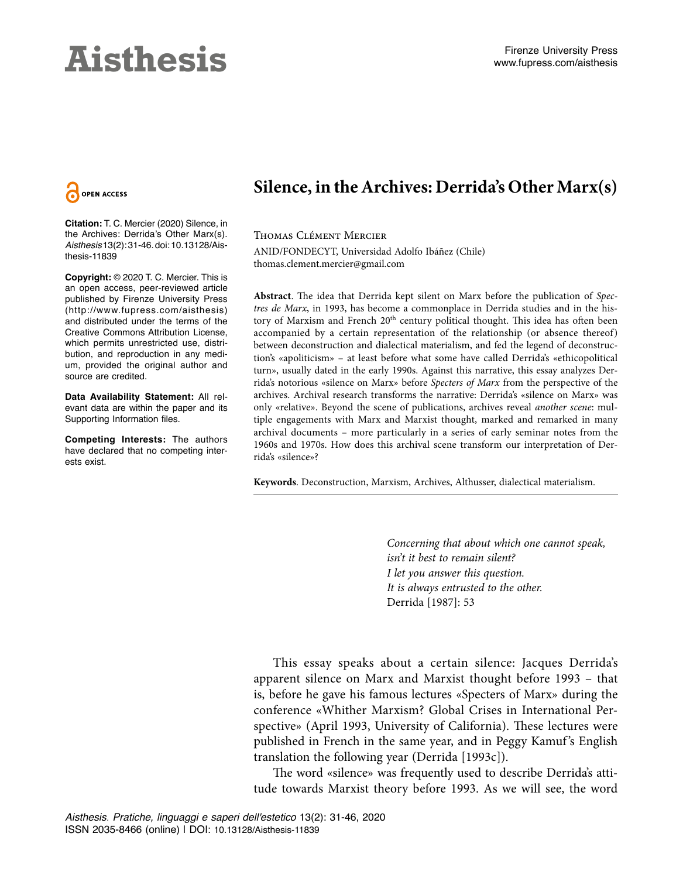# Silence, in the Archives: Derrida's Other Marx(s)

Thomas Clément Mercier

ANID/FONDECYT, Universidad Adolfo Ibáñez (Chile)
thomas.clement.mercier@gmail.com

**Citation:** T. C. Mercier (2020) Silence, in the Archives: Derrida's Other Marx(s). *Aisthesis* 13(2): 31-46. doi: 10.13128/Aisthesis-11839

**Copyright:** © 2020 T. C. Mercier. This is an open access, peer-reviewed article published by Firenze University Press (http://www.fupress.com/aisthesis) and distributed under the terms of the Creative Commons Attribution License, which permits unrestricted use, distribution, and reproduction in any medium, provided the original author and source are credited.

**Data Availability Statement:** All relevant data are within the paper and its Supporting Information files.

**Competing Interests:** The authors have declared that no competing interests exist.

**Abstract**. The idea that Derrida kept silent on Marx before the publication of *Spectres de Marx*, in 1993, has become a commonplace in Derrida studies and in the history of Marxism and French 20th century political thought. This idea has often been accompanied by a certain representation of the relationship (or absence thereof) between deconstruction and dialectical materialism, and fed the legend of deconstruction's «apoliticism» – at least before what some have called Derrida's «ethicopolitical turn», usually dated in the early 1990s. Against this narrative, this essay analyzes Derrida's notorious «silence on Marx» before *Specters of Marx* from the perspective of the archives. Archival research transforms the narrative: Derrida's «silence on Marx» was only «relative». Beyond the scene of publications, archives reveal *another scene*: multiple engagements with Marx and Marxist thought, marked and remarked in many archival documents – more particularly in a series of early seminar notes from the 1960s and 1970s. How does this archival scene transform our interpretation of Derrida's «silence»?

**Keywords**. Deconstruction, Marxism, Archives, Althusser, dialectical materialism.

> *Concerning that about which one cannot speak,*
> *isn't it best to remain silent?*
> *I let you answer this question.*
> *It is always entrusted to the other.*
> Derrida [1987]: 53

This essay speaks about a certain silence: Jacques Derrida's apparent silence on Marx and Marxist thought before 1993 – that is, before he gave his famous lectures «Specters of Marx» during the conference «Whither Marxism? Global Crises in International Perspective» (April 1993, University of California). These lectures were published in French in the same year, and in Peggy Kamuf's English translation the following year (Derrida [1993c]).

The word «silence» was frequently used to describe Derrida's attitude towards Marxist theory before 1993. As we will see, the word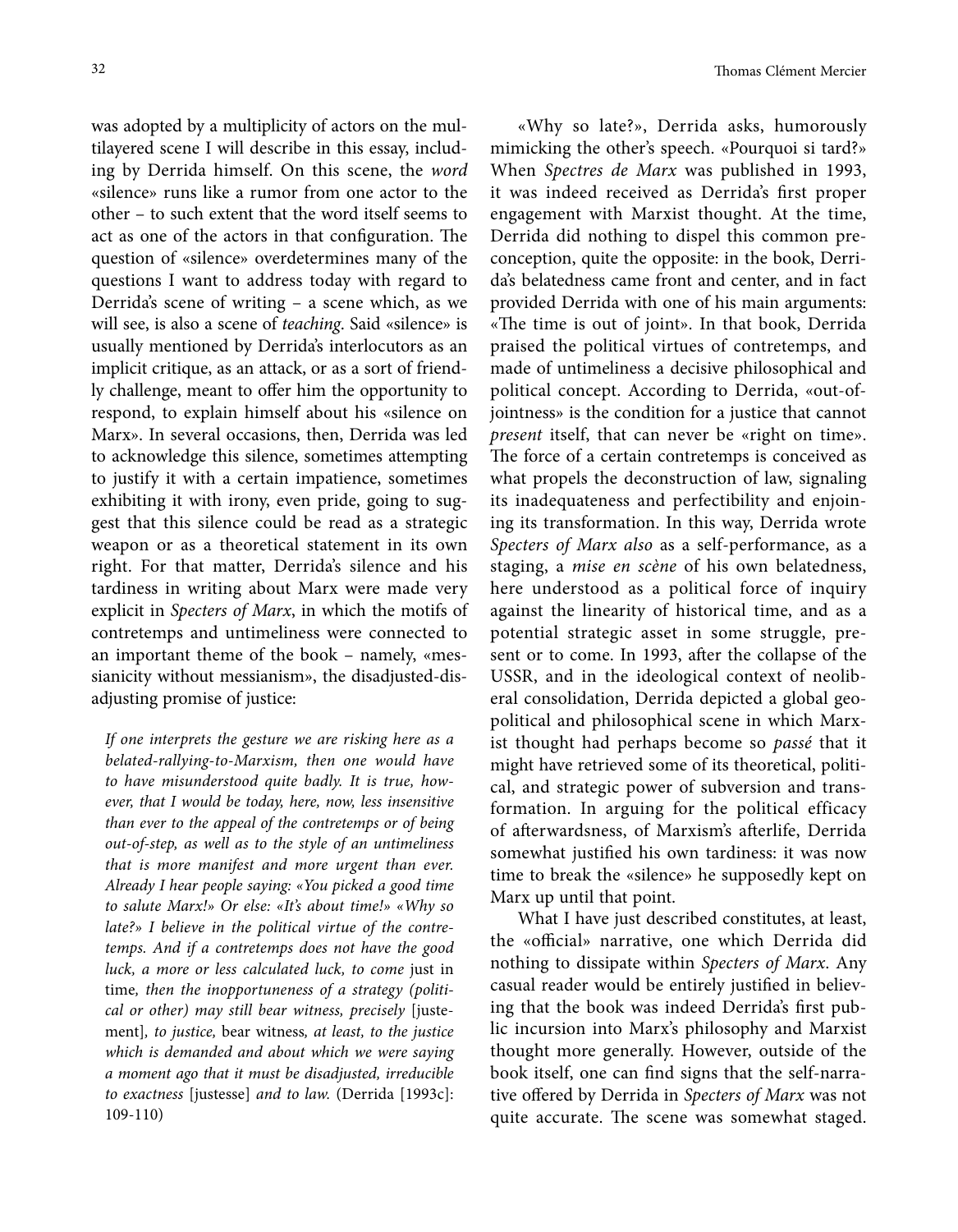was adopted by a multiplicity of actors on the multilayered scene I will describe in this essay, including by Derrida himself. On this scene, the *word* «silence» runs like a rumor from one actor to the other – to such extent that the word itself seems to act as one of the actors in that configuration. The question of «silence» overdetermines many of the questions I want to address today with regard to Derrida's scene of writing – a scene which, as we will see, is also a scene of *teaching*. Said «silence» is usually mentioned by Derrida's interlocutors as an implicit critique, as an attack, or as a sort of friendly challenge, meant to offer him the opportunity to respond, to explain himself about his «silence on Marx». In several occasions, then, Derrida was led to acknowledge this silence, sometimes attempting to justify it with a certain impatience, sometimes exhibiting it with irony, even pride, going to suggest that this silence could be read as a strategic weapon or as a theoretical statement in its own right. For that matter, Derrida's silence and his tardiness in writing about Marx were made very explicit in *Specters of Marx*, in which the motifs of contretemps and untimeliness were connected to an important theme of the book – namely, «messianicity without messianism», the disadjusted-disadjusting promise of justice:

> *If one interprets the gesture we are risking here as a belated-rallying-to-Marxism, then one would have to have misunderstood quite badly. It is true, however, that I would be today, here, now, less insensitive than ever to the appeal of the contretemps or of being out-of-step, as well as to the style of an untimeliness that is more manifest and more urgent than ever. Already I hear people saying: «You picked a good time to salute Marx!» Or else: «It's about time!» «Why so late?» I believe in the political virtue of the contretemps. And if a contretemps does not have the good luck, a more or less calculated luck, to come* just in time*, then the inopportuneness of a strategy (political or other) may still bear witness, precisely* [justement]*, to justice,* bear witness*, at least, to the justice which is demanded and about which we were saying a moment ago that it must be disadjusted, irreducible to exactness* [justesse] *and to law.* (Derrida [1993c]: 109-110)

«Why so late?», Derrida asks, humorously mimicking the other's speech. «Pourquoi si tard?» When *Spectres de Marx* was published in 1993, it was indeed received as Derrida's first proper engagement with Marxist thought. At the time, Derrida did nothing to dispel this common preconception, quite the opposite: in the book, Derrida's belatedness came front and center, and in fact provided Derrida with one of his main arguments: «The time is out of joint». In that book, Derrida praised the political virtues of contretemps, and made of untimeliness a decisive philosophical and political concept. According to Derrida, «out-of-jointness» is the condition for a justice that cannot *present* itself, that can never be «right on time». The force of a certain contretemps is conceived as what propels the deconstruction of law, signaling its inadequateness and perfectibility and enjoining its transformation. In this way, Derrida wrote *Specters of Marx also* as a self-performance, as a staging, a *mise en scène* of his own belatedness, here understood as a political force of inquiry against the linearity of historical time, and as a potential strategic asset in some struggle, present or to come. In 1993, after the collapse of the USSR, and in the ideological context of neoliberal consolidation, Derrida depicted a global geopolitical and philosophical scene in which Marxist thought had perhaps become so *passé* that it might have retrieved some of its theoretical, political, and strategic power of subversion and transformation. In arguing for the political efficacy of afterwardsness, of Marxism's afterlife, Derrida somewhat justified his own tardiness: it was now time to break the «silence» he supposedly kept on Marx up until that point.

What I have just described constitutes, at least, the «official» narrative, one which Derrida did nothing to dissipate within *Specters of Marx*. Any casual reader would be entirely justified in believing that the book was indeed Derrida's first public incursion into Marx's philosophy and Marxist thought more generally. However, outside of the book itself, one can find signs that the self-narrative offered by Derrida in *Specters of Marx* was not quite accurate. The scene was somewhat staged.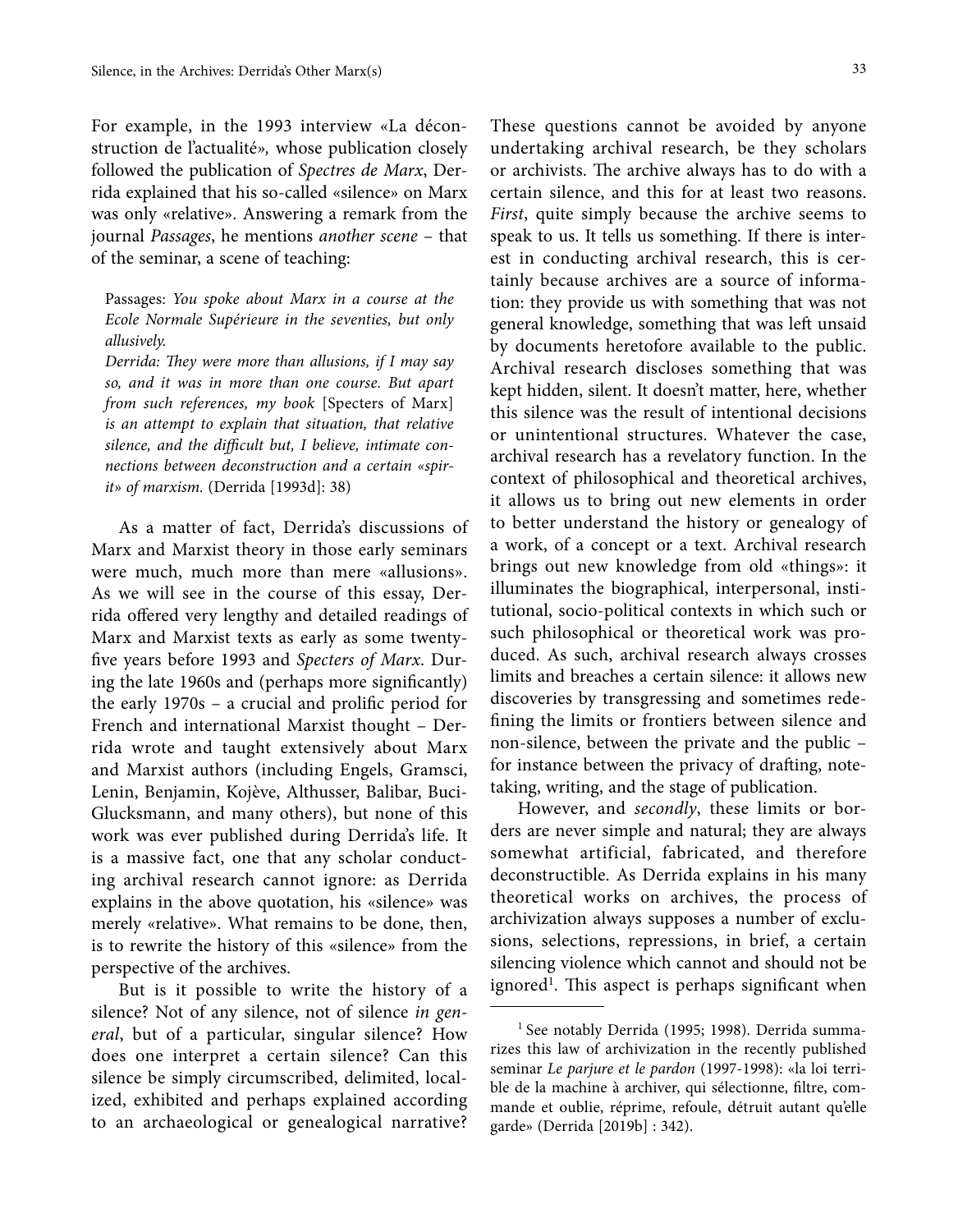For example, in the 1993 interview «La déconstruction de l'actualité», whose publication closely followed the publication of *Spectres de Marx*, Derrida explained that his so-called «silence» on Marx was only «relative». Answering a remark from the journal *Passages*, he mentions *another scene* – that of the seminar, a scene of teaching:

> Passages: *You spoke about Marx in a course at the Ecole Normale Supérieure in the seventies, but only allusively.*
> *Derrida: They were more than allusions, if I may say so, and it was in more than one course. But apart from such references, my book* [Specters of Marx] *is an attempt to explain that situation, that relative silence, and the difficult but, I believe, intimate connections between deconstruction and a certain «spirit» of marxism.* (Derrida [1993d]: 38)

As a matter of fact, Derrida's discussions of Marx and Marxist theory in those early seminars were much, much more than mere «allusions». As we will see in the course of this essay, Derrida offered very lengthy and detailed readings of Marx and Marxist texts as early as some twenty-five years before 1993 and *Specters of Marx*. During the late 1960s and (perhaps more significantly) the early 1970s – a crucial and prolific period for French and international Marxist thought – Derrida wrote and taught extensively about Marx and Marxist authors (including Engels, Gramsci, Lenin, Benjamin, Kojève, Althusser, Balibar, Buci-Glucksmann, and many others), but none of this work was ever published during Derrida's life. It is a massive fact, one that any scholar conducting archival research cannot ignore: as Derrida explains in the above quotation, his «silence» was merely «relative». What remains to be done, then, is to rewrite the history of this «silence» from the perspective of the archives.

But is it possible to write the history of a silence? Not of any silence, not of silence *in general*, but of a particular, singular silence? How does one interpret a certain silence? Can this silence be simply circumscribed, delimited, localized, exhibited and perhaps explained according to an archaeological or genealogical narrative? These questions cannot be avoided by anyone undertaking archival research, be they scholars or archivists. The archive always has to do with a certain silence, and this for at least two reasons. *First*, quite simply because the archive seems to speak to us. It tells us something. If there is interest in conducting archival research, this is certainly because archives are a source of information: they provide us with something that was not general knowledge, something that was left unsaid by documents heretofore available to the public. Archival research discloses something that was kept hidden, silent. It doesn't matter, here, whether this silence was the result of intentional decisions or unintentional structures. Whatever the case, archival research has a revelatory function. In the context of philosophical and theoretical archives, it allows us to bring out new elements in order to better understand the history or genealogy of a work, of a concept or a text. Archival research brings out new knowledge from old «things»: it illuminates the biographical, interpersonal, institutional, socio-political contexts in which such or such philosophical or theoretical work was produced. As such, archival research always crosses limits and breaches a certain silence: it allows new discoveries by transgressing and sometimes redefining the limits or frontiers between silence and non-silence, between the private and the public – for instance between the privacy of drafting, note-taking, writing, and the stage of publication.

However, and *secondly*, these limits or borders are never simple and natural; they are always somewhat artificial, fabricated, and therefore deconstructible. As Derrida explains in his many theoretical works on archives, the process of archivization always supposes a number of exclusions, selections, repressions, in brief, a certain silencing violence which cannot and should not be ignored[1]. This aspect is perhaps significant when

[1] See notably Derrida (1995; 1998). Derrida summarizes this law of archivization in the recently published seminar *Le parjure et le pardon* (1997-1998): «la loi terrible de la machine à archiver, qui sélectionne, filtre, commande et oublie, réprime, refoule, détruit autant qu'elle garde» (Derrida [2019b] : 342).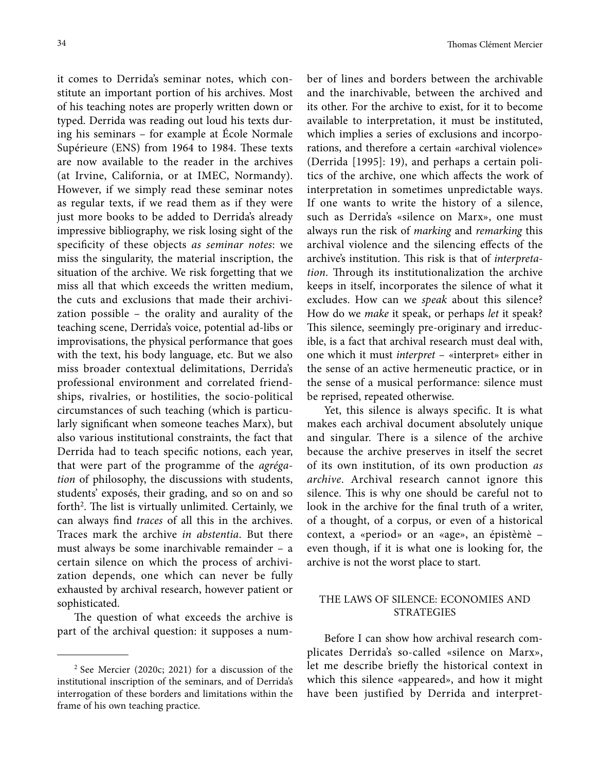it comes to Derrida's seminar notes, which constitute an important portion of his archives. Most of his teaching notes are properly written down or typed. Derrida was reading out loud his texts during his seminars – for example at École Normale Supérieure (ENS) from 1964 to 1984. These texts are now available to the reader in the archives (at Irvine, California, or at IMEC, Normandy). However, if we simply read these seminar notes as regular texts, if we read them as if they were just more books to be added to Derrida's already impressive bibliography, we risk losing sight of the specificity of these objects *as seminar notes*: we miss the singularity, the material inscription, the situation of the archive. We risk forgetting that we miss all that which exceeds the written medium, the cuts and exclusions that made their archivization possible – the orality and aurality of the teaching scene, Derrida's voice, potential ad-libs or improvisations, the physical performance that goes with the text, his body language, etc. But we also miss broader contextual delimitations, Derrida's professional environment and correlated friendships, rivalries, or hostilities, the socio-political circumstances of such teaching (which is particularly significant when someone teaches Marx), but also various institutional constraints, the fact that Derrida had to teach specific notions, each year, that were part of the programme of the *agrégation* of philosophy, the discussions with students, students' exposés, their grading, and so on and so forth[2]. The list is virtually unlimited. Certainly, we can always find *traces* of all this in the archives. Traces mark the archive *in abstentia*. But there must always be some inarchivable remainder – a certain silence on which the process of archivization depends, one which can never be fully exhausted by archival research, however patient or sophisticated.

The question of what exceeds the archive is part of the archival question: it supposes a number of lines and borders between the archivable and the inarchivable, between the archived and its other. For the archive to exist, for it to become available to interpretation, it must be instituted, which implies a series of exclusions and incorporations, and therefore a certain «archival violence» (Derrida [1995]: 19), and perhaps a certain politics of the archive, one which affects the work of interpretation in sometimes unpredictable ways. If one wants to write the history of a silence, such as Derrida's «silence on Marx», one must always run the risk of *marking* and *remarking* this archival violence and the silencing effects of the archive's institution. This risk is that of *interpretation*. Through its institutionalization the archive keeps in itself, incorporates the silence of what it excludes. How can we *speak* about this silence? How do we *make* it speak, or perhaps *let* it speak? This silence, seemingly pre-originary and irreducible, is a fact that archival research must deal with, one which it must *interpret* – «interpret» either in the sense of an active hermeneutic practice, or in the sense of a musical performance: silence must be reprised, repeated otherwise.

Yet, this silence is always specific. It is what makes each archival document absolutely unique and singular. There is a silence of the archive because the archive preserves in itself the secret of its own institution, of its own production *as archive*. Archival research cannot ignore this silence. This is why one should be careful not to look in the archive for the final truth of a writer, of a thought, of a corpus, or even of a historical context, a «period» or an «age», an épistèmè – even though, if it is what one is looking for, the archive is not the worst place to start.

## THE LAWS OF SILENCE: ECONOMIES AND STRATEGIES

Before I can show how archival research complicates Derrida's so-called «silence on Marx», let me describe briefly the historical context in which this silence «appeared», and how it might have been justified by Derrida and interpret-

[2] See Mercier (2020c; 2021) for a discussion of the institutional inscription of the seminars, and of Derrida's interrogation of these borders and limitations within the frame of his own teaching practice.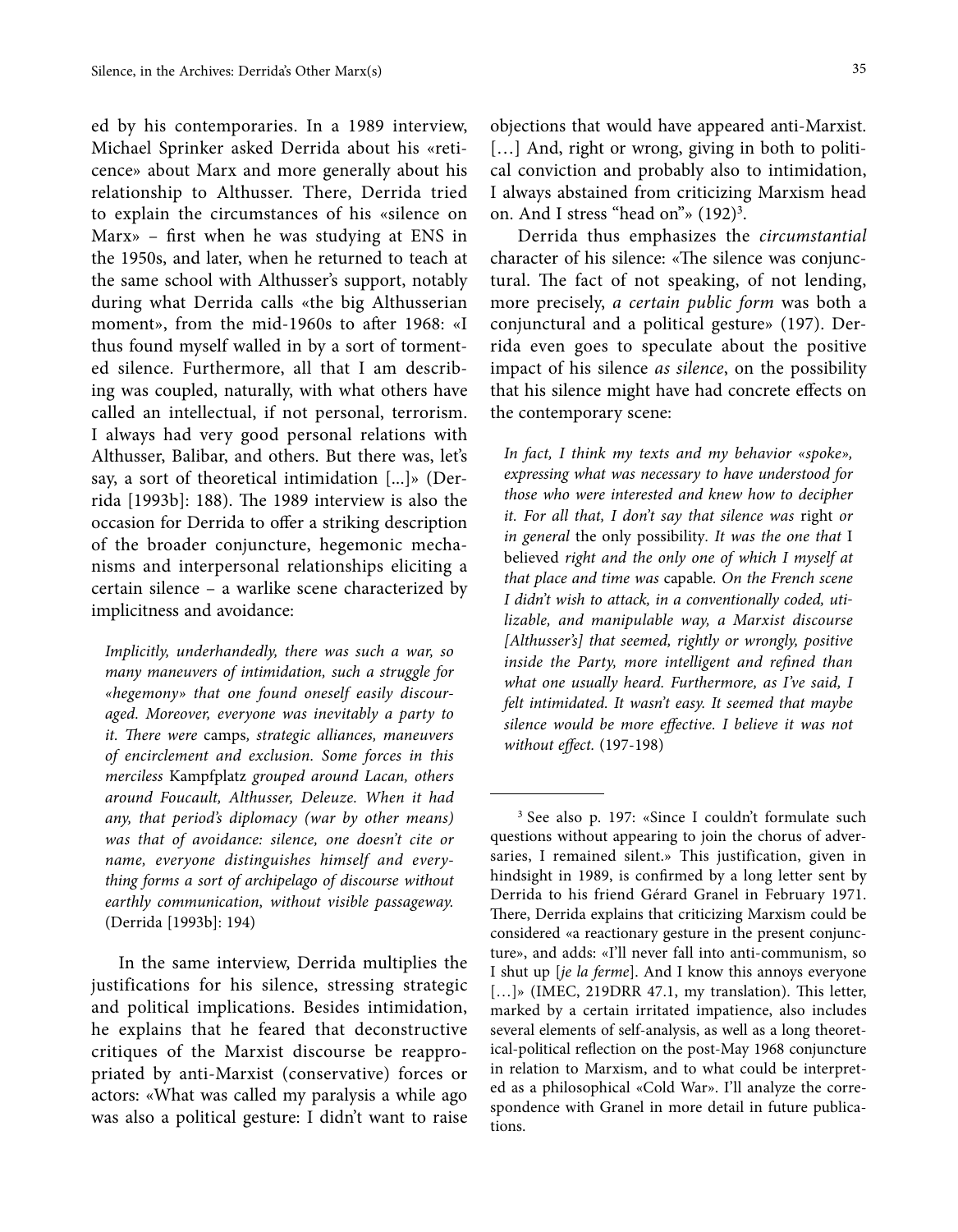ed by his contemporaries. In a 1989 interview, Michael Sprinker asked Derrida about his «reticence» about Marx and more generally about his relationship to Althusser. There, Derrida tried to explain the circumstances of his «silence on Marx» – first when he was studying at ENS in the 1950s, and later, when he returned to teach at the same school with Althusser's support, notably during what Derrida calls «the big Althusserian moment», from the mid-1960s to after 1968: «I thus found myself walled in by a sort of tormented silence. Furthermore, all that I am describing was coupled, naturally, with what others have called an intellectual, if not personal, terrorism. I always had very good personal relations with Althusser, Balibar, and others. But there was, let's say, a sort of theoretical intimidation [...]» (Derrida [1993b]: 188). The 1989 interview is also the occasion for Derrida to offer a striking description of the broader conjuncture, hegemonic mechanisms and interpersonal relationships eliciting a certain silence – a warlike scene characterized by implicitness and avoidance:

> *Implicitly, underhandedly, there was such a war, so many maneuvers of intimidation, such a struggle for «hegemony» that one found oneself easily discouraged. Moreover, everyone was inevitably a party to it. There were* camps*, strategic alliances, maneuvers of encirclement and exclusion. Some forces in this merciless* Kampfplatz *grouped around Lacan, others around Foucault, Althusser, Deleuze. When it had any, that period's diplomacy (war by other means) was that of avoidance: silence, one doesn't cite or name, everyone distinguishes himself and everything forms a sort of archipelago of discourse without earthly communication, without visible passageway.* (Derrida [1993b]: 194)

In the same interview, Derrida multiplies the justifications for his silence, stressing strategic and political implications. Besides intimidation, he explains that he feared that deconstructive critiques of the Marxist discourse be reappropriated by anti-Marxist (conservative) forces or actors: «What was called my paralysis a while ago was also a political gesture: I didn't want to raise objections that would have appeared anti-Marxist. […] And, right or wrong, giving in both to political conviction and probably also to intimidation, I always abstained from criticizing Marxism head on. And I stress "head on"» (192)[3].

Derrida thus emphasizes the *circumstantial* character of his silence: «The silence was conjunctural. The fact of not speaking, of not lending, more precisely, *a certain public form* was both a conjunctural and a political gesture» (197). Derrida even goes to speculate about the positive impact of his silence *as silence*, on the possibility that his silence might have had concrete effects on the contemporary scene:

> *In fact, I think my texts and my behavior «spoke», expressing what was necessary to have understood for those who were interested and knew how to decipher it. For all that, I don't say that silence was* right *or in general* the only possibility*. It was the one that* I believed *right and the only one of which I myself at that place and time was* capable*. On the French scene I didn't wish to attack, in a conventionally coded, utilizable, and manipulable way, a Marxist discourse [Althusser's] that seemed, rightly or wrongly, positive inside the Party, more intelligent and refined than what one usually heard. Furthermore, as I've said, I felt intimidated. It wasn't easy. It seemed that maybe silence would be more effective. I believe it was not without effect.* (197-198)

---

[3] See also p. 197: «Since I couldn't formulate such questions without appearing to join the chorus of adversaries, I remained silent.» This justification, given in hindsight in 1989, is confirmed by a long letter sent by Derrida to his friend Gérard Granel in February 1971. There, Derrida explains that criticizing Marxism could be considered «a reactionary gesture in the present conjuncture», and adds: «I'll never fall into anti-communism, so I shut up [*je la ferme*]. And I know this annoys everyone […]» (IMEC, 219DRR 47.1, my translation). This letter, marked by a certain irritated impatience, also includes several elements of self-analysis, as well as a long theoretical-political reflection on the post-May 1968 conjuncture in relation to Marxism, and to what could be interpreted as a philosophical «Cold War». I'll analyze the correspondence with Granel in more detail in future publications.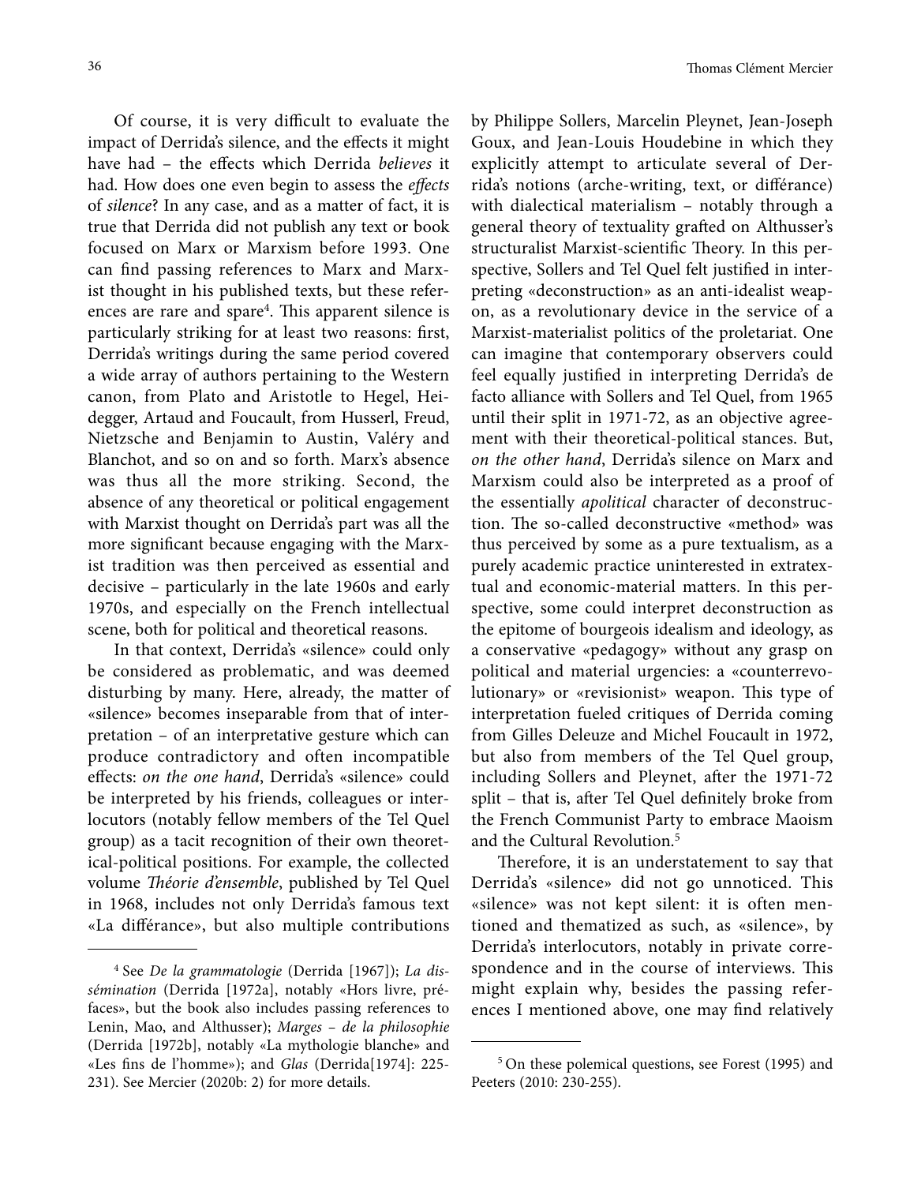Of course, it is very difficult to evaluate the impact of Derrida's silence, and the effects it might have had – the effects which Derrida *believes* it had. How does one even begin to assess the *effects* of *silence*? In any case, and as a matter of fact, it is true that Derrida did not publish any text or book focused on Marx or Marxism before 1993. One can find passing references to Marx and Marxist thought in his published texts, but these references are rare and spare[4]. This apparent silence is particularly striking for at least two reasons: first, Derrida's writings during the same period covered a wide array of authors pertaining to the Western canon, from Plato and Aristotle to Hegel, Heidegger, Artaud and Foucault, from Husserl, Freud, Nietzsche and Benjamin to Austin, Valéry and Blanchot, and so on and so forth. Marx's absence was thus all the more striking. Second, the absence of any theoretical or political engagement with Marxist thought on Derrida's part was all the more significant because engaging with the Marxist tradition was then perceived as essential and decisive – particularly in the late 1960s and early 1970s, and especially on the French intellectual scene, both for political and theoretical reasons.

In that context, Derrida's «silence» could only be considered as problematic, and was deemed disturbing by many. Here, already, the matter of «silence» becomes inseparable from that of interpretation – of an interpretative gesture which can produce contradictory and often incompatible effects: *on the one hand*, Derrida's «silence» could be interpreted by his friends, colleagues or interlocutors (notably fellow members of the Tel Quel group) as a tacit recognition of their own theoretical-political positions. For example, the collected volume *Théorie d'ensemble*, published by Tel Quel in 1968, includes not only Derrida's famous text «La différance», but also multiple contributions by Philippe Sollers, Marcelin Pleynet, Jean-Joseph Goux, and Jean-Louis Houdebine in which they explicitly attempt to articulate several of Derrida's notions (arche-writing, text, or différance) with dialectical materialism – notably through a general theory of textuality grafted on Althusser's structuralist Marxist-scientific Theory. In this perspective, Sollers and Tel Quel felt justified in interpreting «deconstruction» as an anti-idealist weapon, as a revolutionary device in the service of a Marxist-materialist politics of the proletariat. One can imagine that contemporary observers could feel equally justified in interpreting Derrida's de facto alliance with Sollers and Tel Quel, from 1965 until their split in 1971-72, as an objective agreement with their theoretical-political stances. But, *on the other hand*, Derrida's silence on Marx and Marxism could also be interpreted as a proof of the essentially *apolitical* character of deconstruction. The so-called deconstructive «method» was thus perceived by some as a pure textualism, as a purely academic practice uninterested in extratextual and economic-material matters. In this perspective, some could interpret deconstruction as the epitome of bourgeois idealism and ideology, as a conservative «pedagogy» without any grasp on political and material urgencies: a «counterrevolutionary» or «revisionist» weapon. This type of interpretation fueled critiques of Derrida coming from Gilles Deleuze and Michel Foucault in 1972, but also from members of the Tel Quel group, including Sollers and Pleynet, after the 1971-72 split – that is, after Tel Quel definitely broke from the French Communist Party to embrace Maoism and the Cultural Revolution.[5]

Therefore, it is an understatement to say that Derrida's «silence» did not go unnoticed. This «silence» was not kept silent: it is often mentioned and thematized as such, as «silence», by Derrida's interlocutors, notably in private correspondence and in the course of interviews. This might explain why, besides the passing references I mentioned above, one may find relatively

---

[4] See *De la grammatologie* (Derrida [1967]); *La dissémination* (Derrida [1972a], notably «Hors livre, préfaces», but the book also includes passing references to Lenin, Mao, and Althusser); *Marges – de la philosophie* (Derrida [1972b], notably «La mythologie blanche» and «Les fins de l'homme»); and *Glas* (Derrida[1974]: 225-231). See Mercier (2020b: 2) for more details.

[5] On these polemical questions, see Forest (1995) and Peeters (2010: 230-255).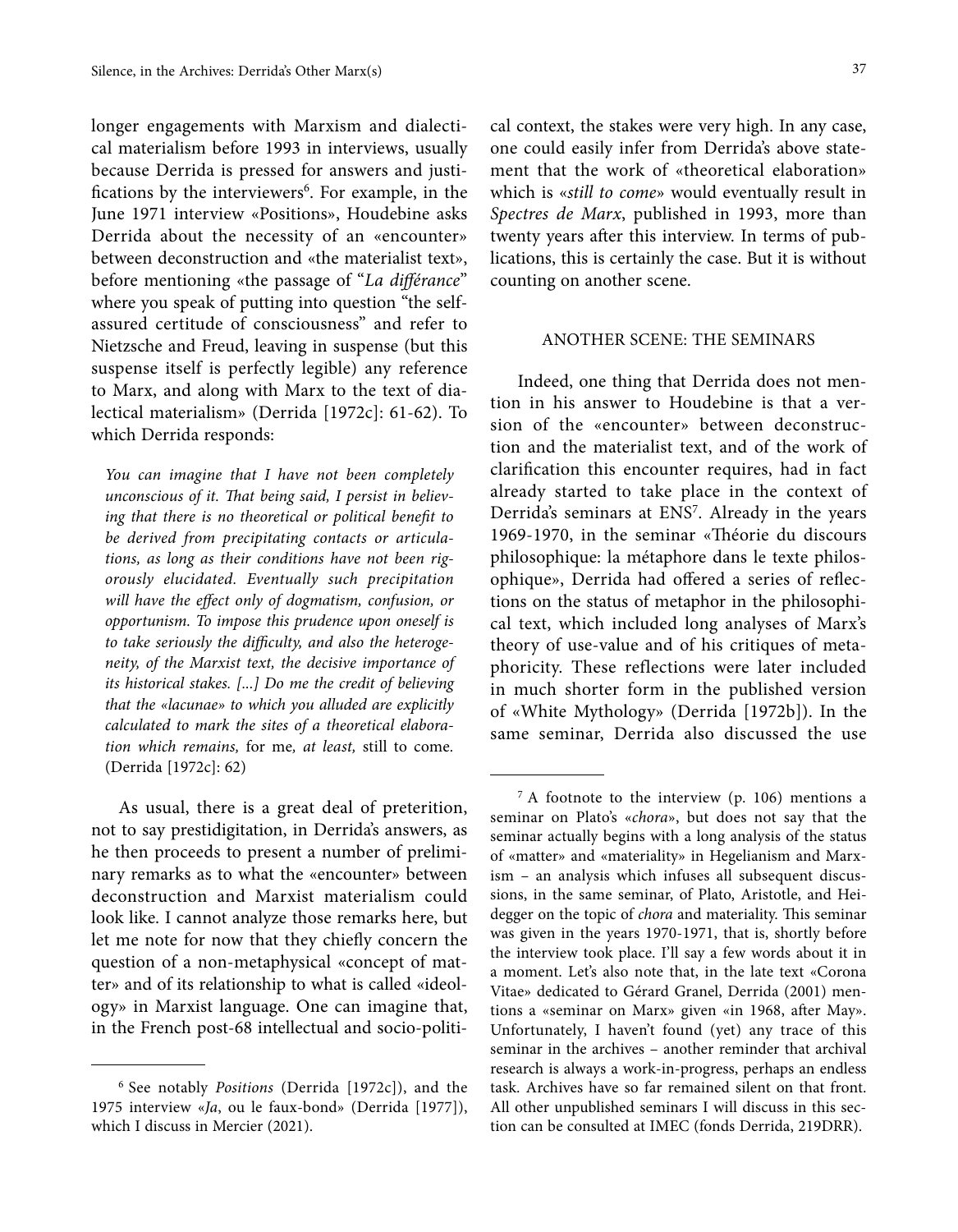longer engagements with Marxism and dialectical materialism before 1993 in interviews, usually because Derrida is pressed for answers and justifications by the interviewers[6]. For example, in the June 1971 interview «Positions», Houdebine asks Derrida about the necessity of an «encounter» between deconstruction and «the materialist text», before mentioning «the passage of "*La différance*" where you speak of putting into question "the self-assured certitude of consciousness" and refer to Nietzsche and Freud, leaving in suspense (but this suspense itself is perfectly legible) any reference to Marx, and along with Marx to the text of dialectical materialism» (Derrida [1972c]: 61-62). To which Derrida responds:

> *You can imagine that I have not been completely unconscious of it. That being said, I persist in believing that there is no theoretical or political benefit to be derived from precipitating contacts or articulations, as long as their conditions have not been rigorously elucidated. Eventually such precipitation will have the effect only of dogmatism, confusion, or opportunism. To impose this prudence upon oneself is to take seriously the difficulty, and also the heterogeneity, of the Marxist text, the decisive importance of its historical stakes. [...] Do me the credit of believing that the «lacunae» to which you alluded are explicitly calculated to mark the sites of a theoretical elaboration which remains,* for me*, at least,* still to come*.* (Derrida [1972c]: 62)

As usual, there is a great deal of preterition, not to say prestidigitation, in Derrida's answers, as he then proceeds to present a number of preliminary remarks as to what the «encounter» between deconstruction and Marxist materialism could look like. I cannot analyze those remarks here, but let me note for now that they chiefly concern the question of a non-metaphysical «concept of matter» and of its relationship to what is called «ideology» in Marxist language. One can imagine that, in the French post-68 intellectual and socio-political context, the stakes were very high. In any case, one could easily infer from Derrida's above statement that the work of «theoretical elaboration» which is «*still to come*» would eventually result in *Spectres de Marx*, published in 1993, more than twenty years after this interview. In terms of publications, this is certainly the case. But it is without counting on another scene.

## ANOTHER SCENE: THE SEMINARS

Indeed, one thing that Derrida does not mention in his answer to Houdebine is that a version of the «encounter» between deconstruction and the materialist text, and of the work of clarification this encounter requires, had in fact already started to take place in the context of Derrida's seminars at ENS[7]. Already in the years 1969-1970, in the seminar «Théorie du discours philosophique: la métaphore dans le texte philosophique», Derrida had offered a series of reflections on the status of metaphor in the philosophical text, which included long analyses of Marx's theory of use-value and of his critiques of metaphoricity. These reflections were later included in much shorter form in the published version of «White Mythology» (Derrida [1972b]). In the same seminar, Derrida also discussed the use

---

[6] See notably *Positions* (Derrida [1972c]), and the 1975 interview «*Ja*, ou le faux-bond» (Derrida [1977]), which I discuss in Mercier (2021).

[7] A footnote to the interview (p. 106) mentions a seminar on Plato's «*chora*», but does not say that the seminar actually begins with a long analysis of the status of «matter» and «materiality» in Hegelianism and Marxism – an analysis which infuses all subsequent discussions, in the same seminar, of Plato, Aristotle, and Heidegger on the topic of *chora* and materiality. This seminar was given in the years 1970-1971, that is, shortly before the interview took place. I'll say a few words about it in a moment. Let's also note that, in the late text «Corona Vitae» dedicated to Gérard Granel, Derrida (2001) mentions a «seminar on Marx» given «in 1968, after May». Unfortunately, I haven't found (yet) any trace of this seminar in the archives – another reminder that archival research is always a work-in-progress, perhaps an endless task. Archives have so far remained silent on that front. All other unpublished seminars I will discuss in this section can be consulted at IMEC (fonds Derrida, 219DRR).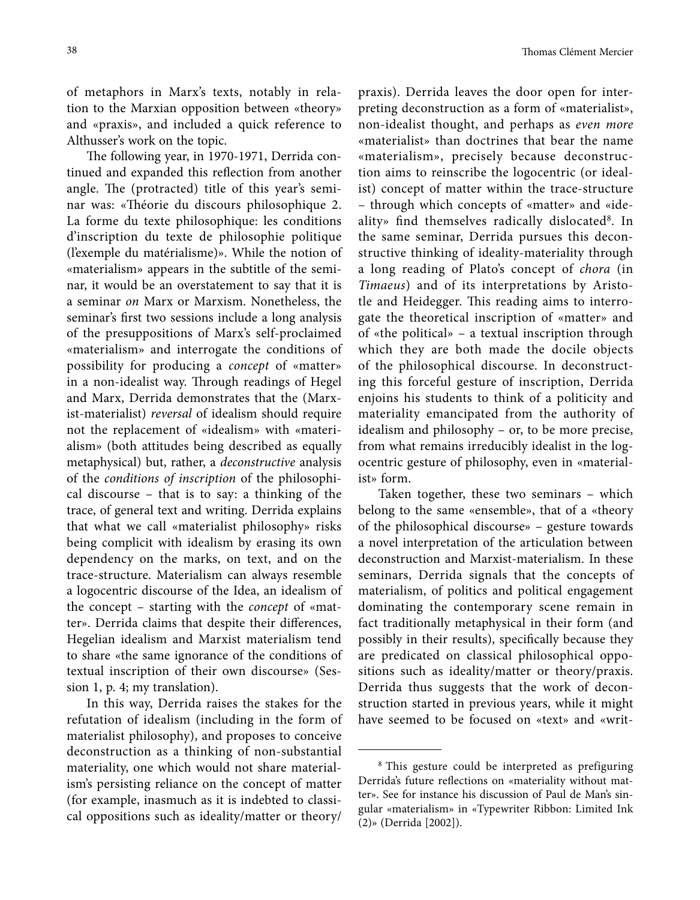of metaphors in Marx's texts, notably in relation to the Marxian opposition between «theory» and «praxis», and included a quick reference to Althusser's work on the topic.

The following year, in 1970-1971, Derrida continued and expanded this reflection from another angle. The (protracted) title of this year's seminar was: «Théorie du discours philosophique 2. La forme du texte philosophique: les conditions d'inscription du texte de philosophie politique (l'exemple du matérialisme)». While the notion of «materialism» appears in the subtitle of the seminar, it would be an overstatement to say that it is a seminar *on* Marx or Marxism. Nonetheless, the seminar's first two sessions include a long analysis of the presuppositions of Marx's self-proclaimed «materialism» and interrogate the conditions of possibility for producing a *concept* of «matter» in a non-idealist way. Through readings of Hegel and Marx, Derrida demonstrates that the (Marxist-materialist) *reversal* of idealism should require not the replacement of «idealism» with «materialism» (both attitudes being described as equally metaphysical) but, rather, a *deconstructive* analysis of the *conditions of inscription* of the philosophical discourse – that is to say: a thinking of the trace, of general text and writing. Derrida explains that what we call «materialist philosophy» risks being complicit with idealism by erasing its own dependency on the marks, on text, and on the trace-structure. Materialism can always resemble a logocentric discourse of the Idea, an idealism of the concept – starting with the *concept* of «matter». Derrida claims that despite their differences, Hegelian idealism and Marxist materialism tend to share «the same ignorance of the conditions of textual inscription of their own discourse» (Session 1, p. 4; my translation).

In this way, Derrida raises the stakes for the refutation of idealism (including in the form of materialist philosophy), and proposes to conceive deconstruction as a thinking of non-substantial materiality, one which would not share materialism's persisting reliance on the concept of matter (for example, inasmuch as it is indebted to classical oppositions such as ideality/matter or theory/praxis). Derrida leaves the door open for interpreting deconstruction as a form of «materialist», non-idealist thought, and perhaps as *even more* «materialist» than doctrines that bear the name «materialism», precisely because deconstruction aims to reinscribe the logocentric (or idealist) concept of matter within the trace-structure – through which concepts of «matter» and «ideality» find themselves radically dislocated[8]. In the same seminar, Derrida pursues this deconstructive thinking of ideality-materiality through a long reading of Plato's concept of *chora* (in *Timaeus*) and of its interpretations by Aristotle and Heidegger. This reading aims to interrogate the theoretical inscription of «matter» and of «the political» – a textual inscription through which they are both made the docile objects of the philosophical discourse. In deconstructing this forceful gesture of inscription, Derrida enjoins his students to think of a politicity and materiality emancipated from the authority of idealism and philosophy – or, to be more precise, from what remains irreducibly idealist in the logocentric gesture of philosophy, even in «materialist» form.

Taken together, these two seminars – which belong to the same «ensemble», that of a «theory of the philosophical discourse» – gesture towards a novel interpretation of the articulation between deconstruction and Marxist-materialism. In these seminars, Derrida signals that the concepts of materialism, of politics and political engagement dominating the contemporary scene remain in fact traditionally metaphysical in their form (and possibly in their results), specifically because they are predicated on classical philosophical oppositions such as ideality/matter or theory/praxis. Derrida thus suggests that the work of deconstruction started in previous years, while it might have seemed to be focused on «text» and «writ-

---

[8] This gesture could be interpreted as prefiguring Derrida's future reflections on «materiality without matter». See for instance his discussion of Paul de Man's singular «materialism» in «Typewriter Ribbon: Limited Ink (2)» (Derrida [2002]).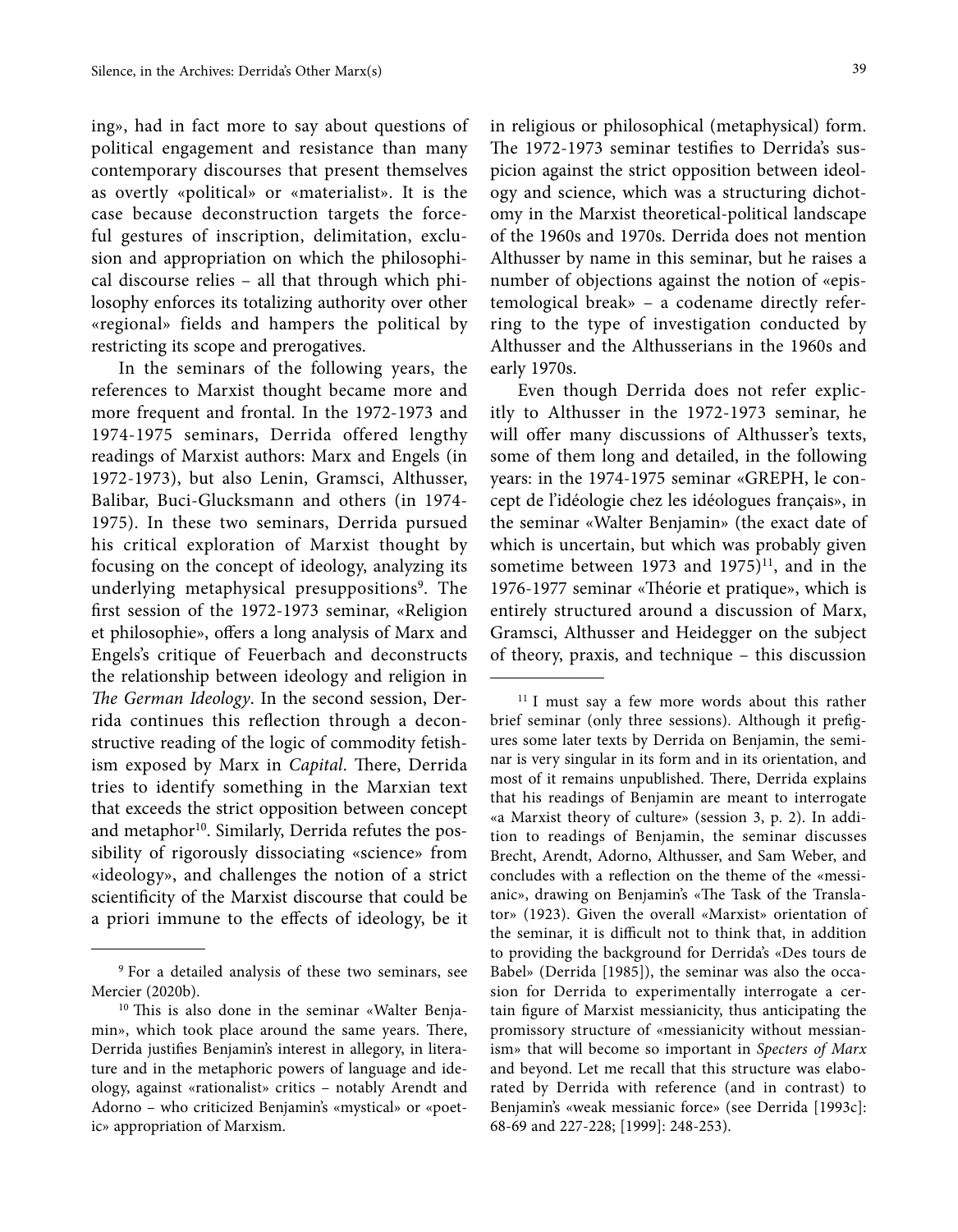ing», had in fact more to say about questions of political engagement and resistance than many contemporary discourses that present themselves as overtly «political» or «materialist». It is the case because deconstruction targets the forceful gestures of inscription, delimitation, exclusion and appropriation on which the philosophical discourse relies – all that through which philosophy enforces its totalizing authority over other «regional» fields and hampers the political by restricting its scope and prerogatives.

In the seminars of the following years, the references to Marxist thought became more and more frequent and frontal. In the 1972-1973 and 1974-1975 seminars, Derrida offered lengthy readings of Marxist authors: Marx and Engels (in 1972-1973), but also Lenin, Gramsci, Althusser, Balibar, Buci-Glucksmann and others (in 1974-1975). In these two seminars, Derrida pursued his critical exploration of Marxist thought by focusing on the concept of ideology, analyzing its underlying metaphysical presuppositions[9]. The first session of the 1972-1973 seminar, «Religion et philosophie», offers a long analysis of Marx and Engels's critique of Feuerbach and deconstructs the relationship between ideology and religion in *The German Ideology*. In the second session, Derrida continues this reflection through a deconstructive reading of the logic of commodity fetishism exposed by Marx in *Capital*. There, Derrida tries to identify something in the Marxian text that exceeds the strict opposition between concept and metaphor[10]. Similarly, Derrida refutes the possibility of rigorously dissociating «science» from «ideology», and challenges the notion of a strict scientificity of the Marxist discourse that could be a priori immune to the effects of ideology, be it in religious or philosophical (metaphysical) form. The 1972-1973 seminar testifies to Derrida's suspicion against the strict opposition between ideology and science, which was a structuring dichotomy in the Marxist theoretical-political landscape of the 1960s and 1970s. Derrida does not mention Althusser by name in this seminar, but he raises a number of objections against the notion of «epistemological break» – a codename directly referring to the type of investigation conducted by Althusser and the Althusserians in the 1960s and early 1970s.

Even though Derrida does not refer explicitly to Althusser in the 1972-1973 seminar, he will offer many discussions of Althusser's texts, some of them long and detailed, in the following years: in the 1974-1975 seminar «GREPH, le concept de l'idéologie chez les idéologues français», in the seminar «Walter Benjamin» (the exact date of which is uncertain, but which was probably given sometime between 1973 and 1975)[11], and in the 1976-1977 seminar «Théorie et pratique», which is entirely structured around a discussion of Marx, Gramsci, Althusser and Heidegger on the subject of theory, praxis, and technique – this discussion

---

[9] For a detailed analysis of these two seminars, see Mercier (2020b).

[10] This is also done in the seminar «Walter Benjamin», which took place around the same years. There, Derrida justifies Benjamin's interest in allegory, in literature and in the metaphoric powers of language and ideology, against «rationalist» critics – notably Arendt and Adorno – who criticized Benjamin's «mystical» or «poetic» appropriation of Marxism.

[11] I must say a few more words about this rather brief seminar (only three sessions). Although it prefigures some later texts by Derrida on Benjamin, the seminar is very singular in its form and in its orientation, and most of it remains unpublished. There, Derrida explains that his readings of Benjamin are meant to interrogate «a Marxist theory of culture» (session 3, p. 2). In addition to readings of Benjamin, the seminar discusses Brecht, Arendt, Adorno, Althusser, and Sam Weber, and concludes with a reflection on the theme of the «messianic», drawing on Benjamin's «The Task of the Translator» (1923). Given the overall «Marxist» orientation of the seminar, it is difficult not to think that, in addition to providing the background for Derrida's «Des tours de Babel» (Derrida [1985]), the seminar was also the occasion for Derrida to experimentally interrogate a certain figure of Marxist messianicity, thus anticipating the promissory structure of «messianicity without messianism» that will become so important in *Specters of Marx* and beyond. Let me recall that this structure was elaborated by Derrida with reference (and in contrast) to Benjamin's «weak messianic force» (see Derrida [1993c]: 68-69 and 227-228; [1999]: 248-253).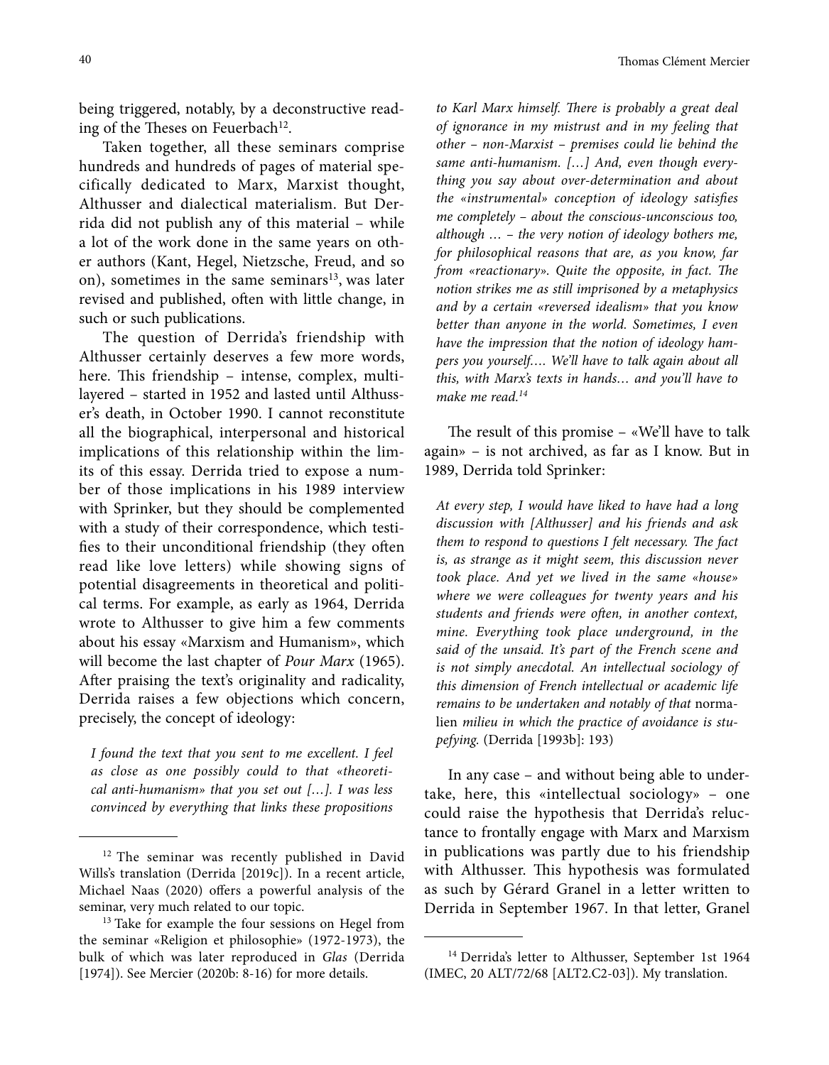being triggered, notably, by a deconstructive reading of the Theses on Feuerbach[12].

Taken together, all these seminars comprise hundreds and hundreds of pages of material specifically dedicated to Marx, Marxist thought, Althusser and dialectical materialism. But Derrida did not publish any of this material – while a lot of the work done in the same years on other authors (Kant, Hegel, Nietzsche, Freud, and so on), sometimes in the same seminars[13], was later revised and published, often with little change, in such or such publications.

The question of Derrida's friendship with Althusser certainly deserves a few more words, here. This friendship – intense, complex, multilayered – started in 1952 and lasted until Althusser's death, in October 1990. I cannot reconstitute all the biographical, interpersonal and historical implications of this relationship within the limits of this essay. Derrida tried to expose a number of those implications in his 1989 interview with Sprinker, but they should be complemented with a study of their correspondence, which testifies to their unconditional friendship (they often read like love letters) while showing signs of potential disagreements in theoretical and political terms. For example, as early as 1964, Derrida wrote to Althusser to give him a few comments about his essay «Marxism and Humanism», which will become the last chapter of *Pour Marx* (1965). After praising the text's originality and radicality, Derrida raises a few objections which concern, precisely, the concept of ideology:

> *I found the text that you sent to me excellent. I feel as close as one possibly could to that «theoretical anti-humanism» that you set out […]. I was less convinced by everything that links these propositions to Karl Marx himself. There is probably a great deal of ignorance in my mistrust and in my feeling that other – non-Marxist – premises could lie behind the same anti-humanism. […] And, even though everything you say about over-determination and about the «instrumental» conception of ideology satisfies me completely – about the conscious-unconscious too, although … – the very notion of ideology bothers me, for philosophical reasons that are, as you know, far from «reactionary». Quite the opposite, in fact. The notion strikes me as still imprisoned by a metaphysics and by a certain «reversed idealism» that you know better than anyone in the world. Sometimes, I even have the impression that the notion of ideology hampers you yourself…. We'll have to talk again about all this, with Marx's texts in hands… and you'll have to make me read.*[14]

The result of this promise – «We'll have to talk again» – is not archived, as far as I know. But in 1989, Derrida told Sprinker:

> *At every step, I would have liked to have had a long discussion with [Althusser] and his friends and ask them to respond to questions I felt necessary. The fact is, as strange as it might seem, this discussion never took place. And yet we lived in the same «house» where we were colleagues for twenty years and his students and friends were often, in another context, mine. Everything took place underground, in the said of the unsaid. It's part of the French scene and is not simply anecdotal. An intellectual sociology of this dimension of French intellectual or academic life remains to be undertaken and notably of that* normalien *milieu in which the practice of avoidance is stupefying.* (Derrida [1993b]: 193)

In any case – and without being able to undertake, here, this «intellectual sociology» – one could raise the hypothesis that Derrida's reluctance to frontally engage with Marx and Marxism in publications was partly due to his friendship with Althusser. This hypothesis was formulated as such by Gérard Granel in a letter written to Derrida in September 1967. In that letter, Granel

---

[12] The seminar was recently published in David Wills's translation (Derrida [2019c]). In a recent article, Michael Naas (2020) offers a powerful analysis of the seminar, very much related to our topic.

[13] Take for example the four sessions on Hegel from the seminar «Religion et philosophie» (1972-1973), the bulk of which was later reproduced in *Glas* (Derrida [1974]). See Mercier (2020b: 8-16) for more details.

[14] Derrida's letter to Althusser, September 1st 1964 (IMEC, 20 ALT/72/68 [ALT2.C2-03]). My translation.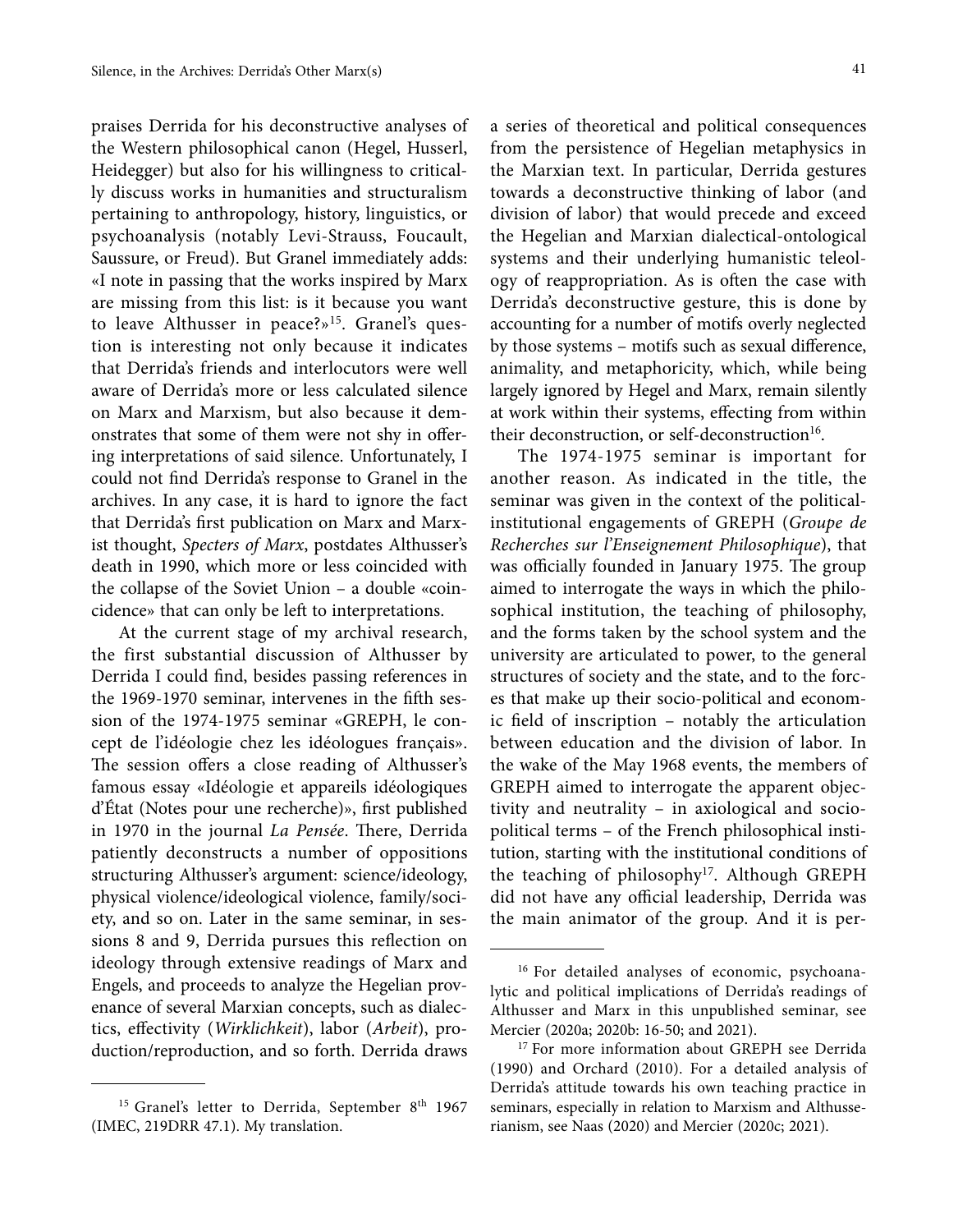praises Derrida for his deconstructive analyses of the Western philosophical canon (Hegel, Husserl, Heidegger) but also for his willingness to critically discuss works in humanities and structuralism pertaining to anthropology, history, linguistics, or psychoanalysis (notably Levi-Strauss, Foucault, Saussure, or Freud). But Granel immediately adds: «I note in passing that the works inspired by Marx are missing from this list: is it because you want to leave Althusser in peace?»[15]. Granel's question is interesting not only because it indicates that Derrida's friends and interlocutors were well aware of Derrida's more or less calculated silence on Marx and Marxism, but also because it demonstrates that some of them were not shy in offering interpretations of said silence. Unfortunately, I could not find Derrida's response to Granel in the archives. In any case, it is hard to ignore the fact that Derrida's first publication on Marx and Marxist thought, *Specters of Marx*, postdates Althusser's death in 1990, which more or less coincided with the collapse of the Soviet Union – a double «coincidence» that can only be left to interpretations.

At the current stage of my archival research, the first substantial discussion of Althusser by Derrida I could find, besides passing references in the 1969-1970 seminar, intervenes in the fifth session of the 1974-1975 seminar «GREPH, le concept de l'idéologie chez les idéologues français». The session offers a close reading of Althusser's famous essay «Idéologie et appareils idéologiques d'État (Notes pour une recherche)», first published in 1970 in the journal *La Pensée*. There, Derrida patiently deconstructs a number of oppositions structuring Althusser's argument: science/ideology, physical violence/ideological violence, family/society, and so on. Later in the same seminar, in sessions 8 and 9, Derrida pursues this reflection on ideology through extensive readings of Marx and Engels, and proceeds to analyze the Hegelian provenance of several Marxian concepts, such as dialectics, effectivity (*Wirklichkeit*), labor (*Arbeit*), production/reproduction, and so forth. Derrida draws a series of theoretical and political consequences from the persistence of Hegelian metaphysics in the Marxian text. In particular, Derrida gestures towards a deconstructive thinking of labor (and division of labor) that would precede and exceed the Hegelian and Marxian dialectical-ontological systems and their underlying humanistic teleology of reappropriation. As is often the case with Derrida's deconstructive gesture, this is done by accounting for a number of motifs overly neglected by those systems – motifs such as sexual difference, animality, and metaphoricity, which, while being largely ignored by Hegel and Marx, remain silently at work within their systems, effecting from within their deconstruction, or self-deconstruction[16].

The 1974-1975 seminar is important for another reason. As indicated in the title, the seminar was given in the context of the political-institutional engagements of GREPH (*Groupe de Recherches sur l'Enseignement Philosophique*), that was officially founded in January 1975. The group aimed to interrogate the ways in which the philosophical institution, the teaching of philosophy, and the forms taken by the school system and the university are articulated to power, to the general structures of society and the state, and to the forces that make up their socio-political and economic field of inscription – notably the articulation between education and the division of labor. In the wake of the May 1968 events, the members of GREPH aimed to interrogate the apparent objectivity and neutrality – in axiological and socio-political terms – of the French philosophical institution, starting with the institutional conditions of the teaching of philosophy[17]. Although GREPH did not have any official leadership, Derrida was the main animator of the group. And it is per-

---

[15] Granel's letter to Derrida, September 8th 1967 (IMEC, 219DRR 47.1). My translation.

[16] For detailed analyses of economic, psychoanalytic and political implications of Derrida's readings of Althusser and Marx in this unpublished seminar, see Mercier (2020a; 2020b: 16-50; and 2021).

[17] For more information about GREPH see Derrida (1990) and Orchard (2010). For a detailed analysis of Derrida's attitude towards his own teaching practice in seminars, especially in relation to Marxism and Althusserianism, see Naas (2020) and Mercier (2020c; 2021).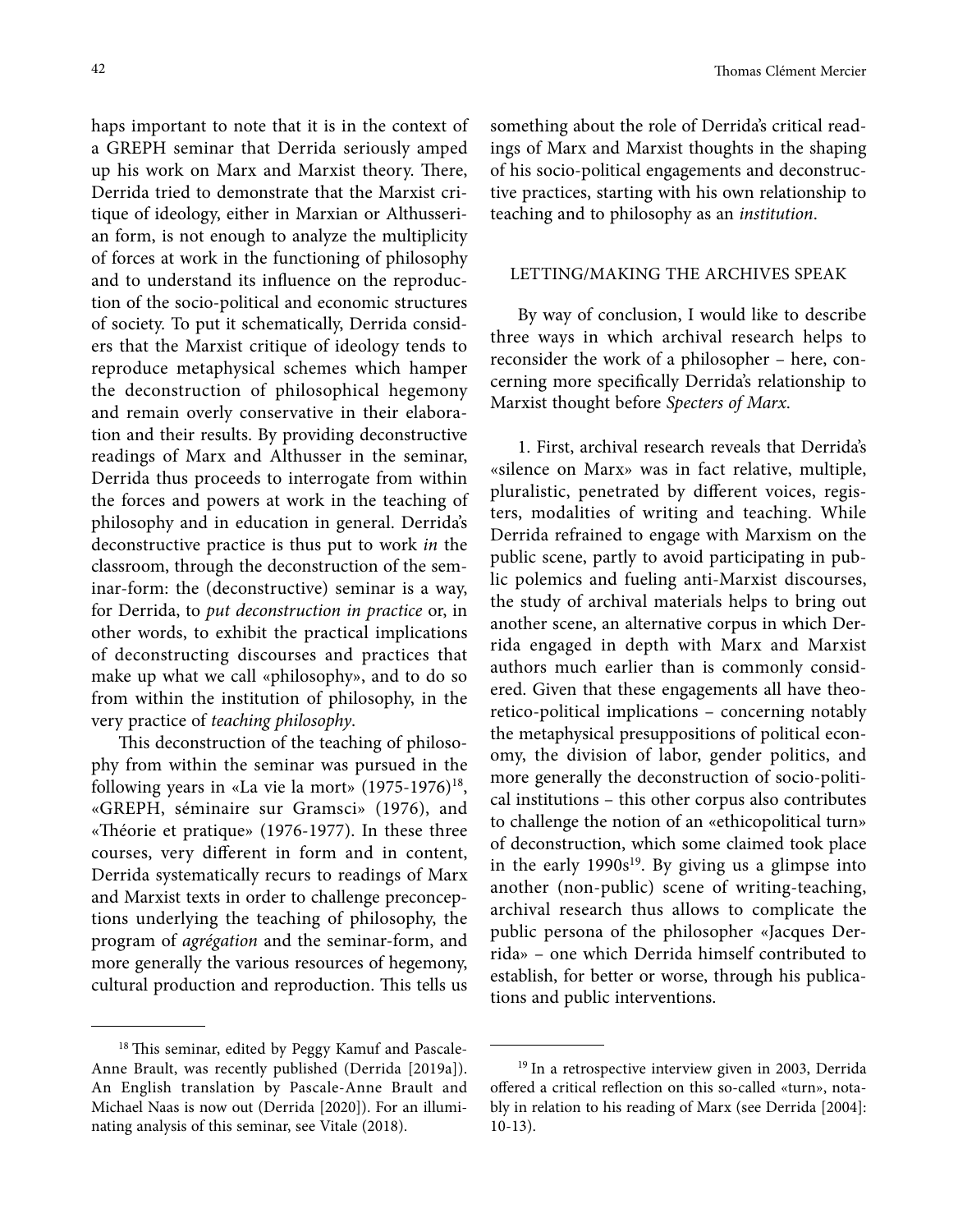haps important to note that it is in the context of a GREPH seminar that Derrida seriously amped up his work on Marx and Marxist theory. There, Derrida tried to demonstrate that the Marxist critique of ideology, either in Marxian or Althusserian form, is not enough to analyze the multiplicity of forces at work in the functioning of philosophy and to understand its influence on the reproduction of the socio-political and economic structures of society. To put it schematically, Derrida considers that the Marxist critique of ideology tends to reproduce metaphysical schemes which hamper the deconstruction of philosophical hegemony and remain overly conservative in their elaboration and their results. By providing deconstructive readings of Marx and Althusser in the seminar, Derrida thus proceeds to interrogate from within the forces and powers at work in the teaching of philosophy and in education in general. Derrida's deconstructive practice is thus put to work *in* the classroom, through the deconstruction of the seminar-form: the (deconstructive) seminar is a way, for Derrida, to *put deconstruction in practice* or, in other words, to exhibit the practical implications of deconstructing discourses and practices that make up what we call «philosophy», and to do so from within the institution of philosophy, in the very practice of *teaching philosophy*.

This deconstruction of the teaching of philosophy from within the seminar was pursued in the following years in «La vie la mort» (1975-1976)[18], «GREPH, séminaire sur Gramsci» (1976), and «Théorie et pratique» (1976-1977). In these three courses, very different in form and in content, Derrida systematically recurs to readings of Marx and Marxist texts in order to challenge preconceptions underlying the teaching of philosophy, the program of *agrégation* and the seminar-form, and more generally the various resources of hegemony, cultural production and reproduction. This tells us something about the role of Derrida's critical readings of Marx and Marxist thoughts in the shaping of his socio-political engagements and deconstructive practices, starting with his own relationship to teaching and to philosophy as an *institution*.

## LETTING/MAKING THE ARCHIVES SPEAK

By way of conclusion, I would like to describe three ways in which archival research helps to reconsider the work of a philosopher – here, concerning more specifically Derrida's relationship to Marxist thought before *Specters of Marx*.

1. First, archival research reveals that Derrida's «silence on Marx» was in fact relative, multiple, pluralistic, penetrated by different voices, registers, modalities of writing and teaching. While Derrida refrained to engage with Marxism on the public scene, partly to avoid participating in public polemics and fueling anti-Marxist discourses, the study of archival materials helps to bring out another scene, an alternative corpus in which Derrida engaged in depth with Marx and Marxist authors much earlier than is commonly considered. Given that these engagements all have theoretico-political implications – concerning notably the metaphysical presuppositions of political economy, the division of labor, gender politics, and more generally the deconstruction of socio-political institutions – this other corpus also contributes to challenge the notion of an «ethicopolitical turn» of deconstruction, which some claimed took place in the early 1990s[19]. By giving us a glimpse into another (non-public) scene of writing-teaching, archival research thus allows to complicate the public persona of the philosopher «Jacques Derrida» – one which Derrida himself contributed to establish, for better or worse, through his publications and public interventions.

---

[18] This seminar, edited by Peggy Kamuf and Pascale-Anne Brault, was recently published (Derrida [2019a]). An English translation by Pascale-Anne Brault and Michael Naas is now out (Derrida [2020]). For an illuminating analysis of this seminar, see Vitale (2018).

[19] In a retrospective interview given in 2003, Derrida offered a critical reflection on this so-called «turn», notably in relation to his reading of Marx (see Derrida [2004]: 10-13).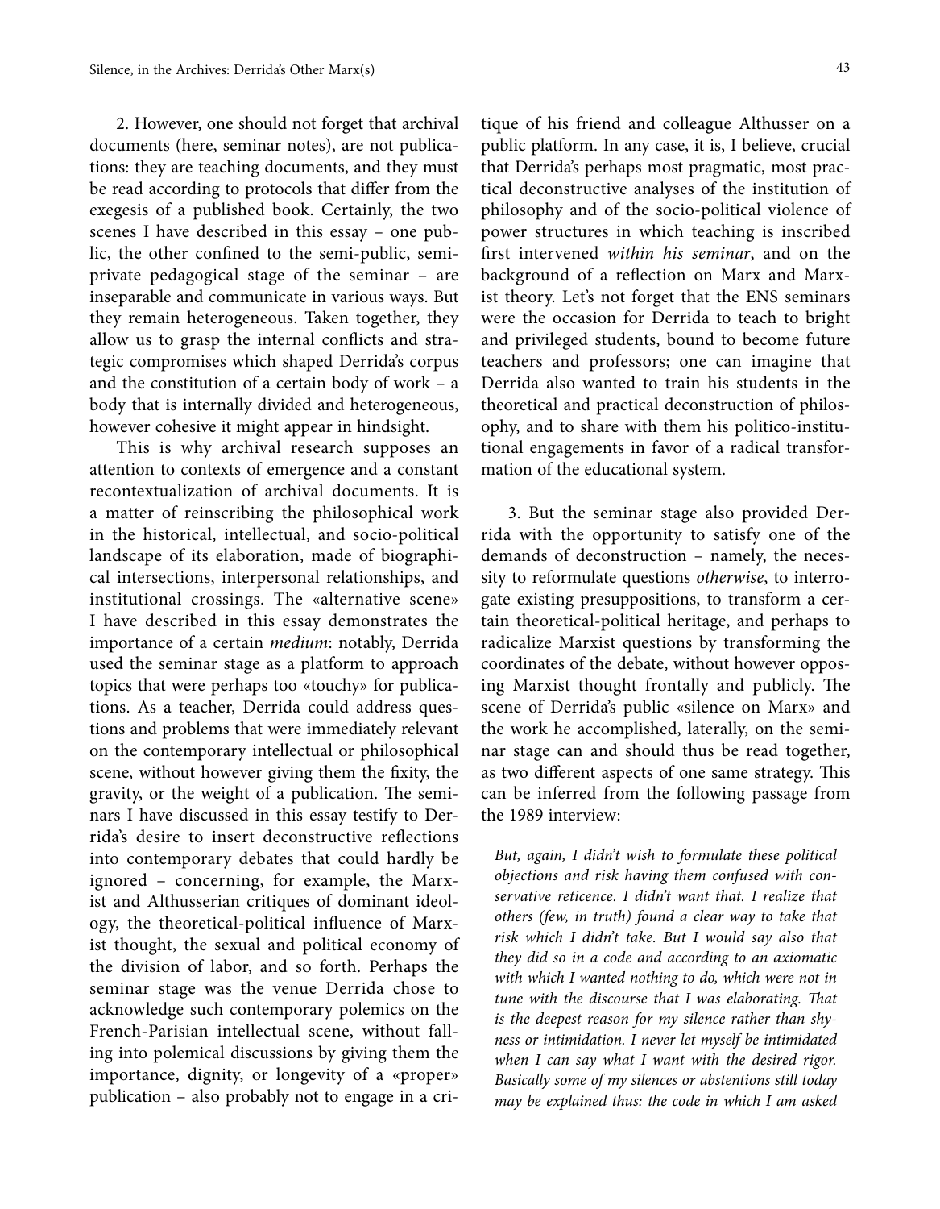2. However, one should not forget that archival documents (here, seminar notes), are not publications: they are teaching documents, and they must be read according to protocols that differ from the exegesis of a published book. Certainly, the two scenes I have described in this essay – one public, the other confined to the semi-public, semi-private pedagogical stage of the seminar – are inseparable and communicate in various ways. But they remain heterogeneous. Taken together, they allow us to grasp the internal conflicts and strategic compromises which shaped Derrida's corpus and the constitution of a certain body of work – a body that is internally divided and heterogeneous, however cohesive it might appear in hindsight.

This is why archival research supposes an attention to contexts of emergence and a constant recontextualization of archival documents. It is a matter of reinscribing the philosophical work in the historical, intellectual, and socio-political landscape of its elaboration, made of biographical intersections, interpersonal relationships, and institutional crossings. The «alternative scene» I have described in this essay demonstrates the importance of a certain *medium*: notably, Derrida used the seminar stage as a platform to approach topics that were perhaps too «touchy» for publications. As a teacher, Derrida could address questions and problems that were immediately relevant on the contemporary intellectual or philosophical scene, without however giving them the fixity, the gravity, or the weight of a publication. The seminars I have discussed in this essay testify to Derrida's desire to insert deconstructive reflections into contemporary debates that could hardly be ignored – concerning, for example, the Marxist and Althusserian critiques of dominant ideology, the theoretical-political influence of Marxist thought, the sexual and political economy of the division of labor, and so forth. Perhaps the seminar stage was the venue Derrida chose to acknowledge such contemporary polemics on the French-Parisian intellectual scene, without falling into polemical discussions by giving them the importance, dignity, or longevity of a «proper» publication – also probably not to engage in a critique of his friend and colleague Althusser on a public platform. In any case, it is, I believe, crucial that Derrida's perhaps most pragmatic, most practical deconstructive analyses of the institution of philosophy and of the socio-political violence of power structures in which teaching is inscribed first intervened *within his seminar*, and on the background of a reflection on Marx and Marxist theory. Let's not forget that the ENS seminars were the occasion for Derrida to teach to bright and privileged students, bound to become future teachers and professors; one can imagine that Derrida also wanted to train his students in the theoretical and practical deconstruction of philosophy, and to share with them his politico-institutional engagements in favor of a radical transformation of the educational system.

3. But the seminar stage also provided Derrida with the opportunity to satisfy one of the demands of deconstruction – namely, the necessity to reformulate questions *otherwise*, to interrogate existing presuppositions, to transform a certain theoretical-political heritage, and perhaps to radicalize Marxist questions by transforming the coordinates of the debate, without however opposing Marxist thought frontally and publicly. The scene of Derrida's public «silence on Marx» and the work he accomplished, laterally, on the seminar stage can and should thus be read together, as two different aspects of one same strategy. This can be inferred from the following passage from the 1989 interview:

*But, again, I didn't wish to formulate these political objections and risk having them confused with conservative reticence. I didn't want that. I realize that others (few, in truth) found a clear way to take that risk which I didn't take. But I would say also that they did so in a code and according to an axiomatic with which I wanted nothing to do, which were not in tune with the discourse that I was elaborating. That is the deepest reason for my silence rather than shyness or intimidation. I never let myself be intimidated when I can say what I want with the desired rigor. Basically some of my silences or abstentions still today may be explained thus: the code in which I am asked*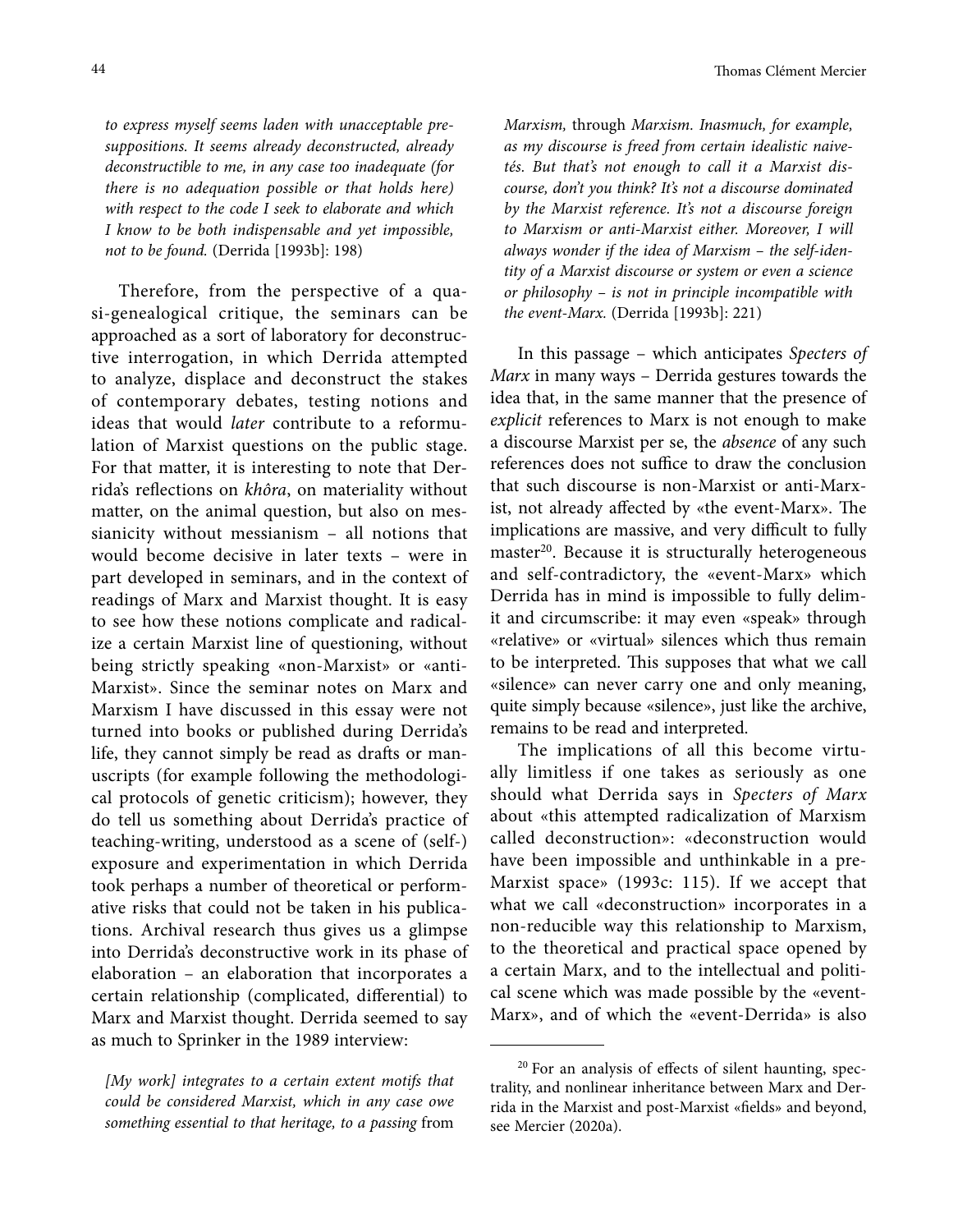*to express myself seems laden with unacceptable presuppositions. It seems already deconstructed, already deconstructible to me, in any case too inadequate (for there is no adequation possible or that holds here) with respect to the code I seek to elaborate and which I know to be both indispensable and yet impossible, not to be found.* (Derrida [1993b]: 198)

Therefore, from the perspective of a quasi-genealogical critique, the seminars can be approached as a sort of laboratory for deconstructive interrogation, in which Derrida attempted to analyze, displace and deconstruct the stakes of contemporary debates, testing notions and ideas that would *later* contribute to a reformulation of Marxist questions on the public stage. For that matter, it is interesting to note that Derrida's reflections on *khôra*, on materiality without matter, on the animal question, but also on messianicity without messianism – all notions that would become decisive in later texts – were in part developed in seminars, and in the context of readings of Marx and Marxist thought. It is easy to see how these notions complicate and radicalize a certain Marxist line of questioning, without being strictly speaking «non-Marxist» or «anti-Marxist». Since the seminar notes on Marx and Marxism I have discussed in this essay were not turned into books or published during Derrida's life, they cannot simply be read as drafts or manuscripts (for example following the methodological protocols of genetic criticism); however, they do tell us something about Derrida's practice of teaching-writing, understood as a scene of (self-) exposure and experimentation in which Derrida took perhaps a number of theoretical or performative risks that could not be taken in his publications. Archival research thus gives us a glimpse into Derrida's deconstructive work in its phase of elaboration – an elaboration that incorporates a certain relationship (complicated, differential) to Marx and Marxist thought. Derrida seemed to say as much to Sprinker in the 1989 interview:

*[My work] integrates to a certain extent motifs that could be considered Marxist, which in any case owe something essential to that heritage, to a passing* from *Marxism,* through *Marxism. Inasmuch, for example, as my discourse is freed from certain idealistic naivetés. But that's not enough to call it a Marxist discourse, don't you think? It's not a discourse dominated by the Marxist reference. It's not a discourse foreign to Marxism or anti-Marxist either. Moreover, I will always wonder if the idea of Marxism – the self-identity of a Marxist discourse or system or even a science or philosophy – is not in principle incompatible with the event-Marx.* (Derrida [1993b]: 221)

In this passage – which anticipates *Specters of Marx* in many ways – Derrida gestures towards the idea that, in the same manner that the presence of *explicit* references to Marx is not enough to make a discourse Marxist per se, the *absence* of any such references does not suffice to draw the conclusion that such discourse is non-Marxist or anti-Marxist, not already affected by «the event-Marx». The implications are massive, and very difficult to fully master[20]. Because it is structurally heterogeneous and self-contradictory, the «event-Marx» which Derrida has in mind is impossible to fully delimit and circumscribe: it may even «speak» through «relative» or «virtual» silences which thus remain to be interpreted. This supposes that what we call «silence» can never carry one and only meaning, quite simply because «silence», just like the archive, remains to be read and interpreted.

The implications of all this become virtually limitless if one takes as seriously as one should what Derrida says in *Specters of Marx* about «this attempted radicalization of Marxism called deconstruction»: «deconstruction would have been impossible and unthinkable in a pre-Marxist space» (1993c: 115). If we accept that what we call «deconstruction» incorporates in a non-reducible way this relationship to Marxism, to the theoretical and practical space opened by a certain Marx, and to the intellectual and political scene which was made possible by the «event-Marx», and of which the «event-Derrida» is also

[20] For an analysis of effects of silent haunting, spectrality, and nonlinear inheritance between Marx and Derrida in the Marxist and post-Marxist «fields» and beyond, see Mercier (2020a).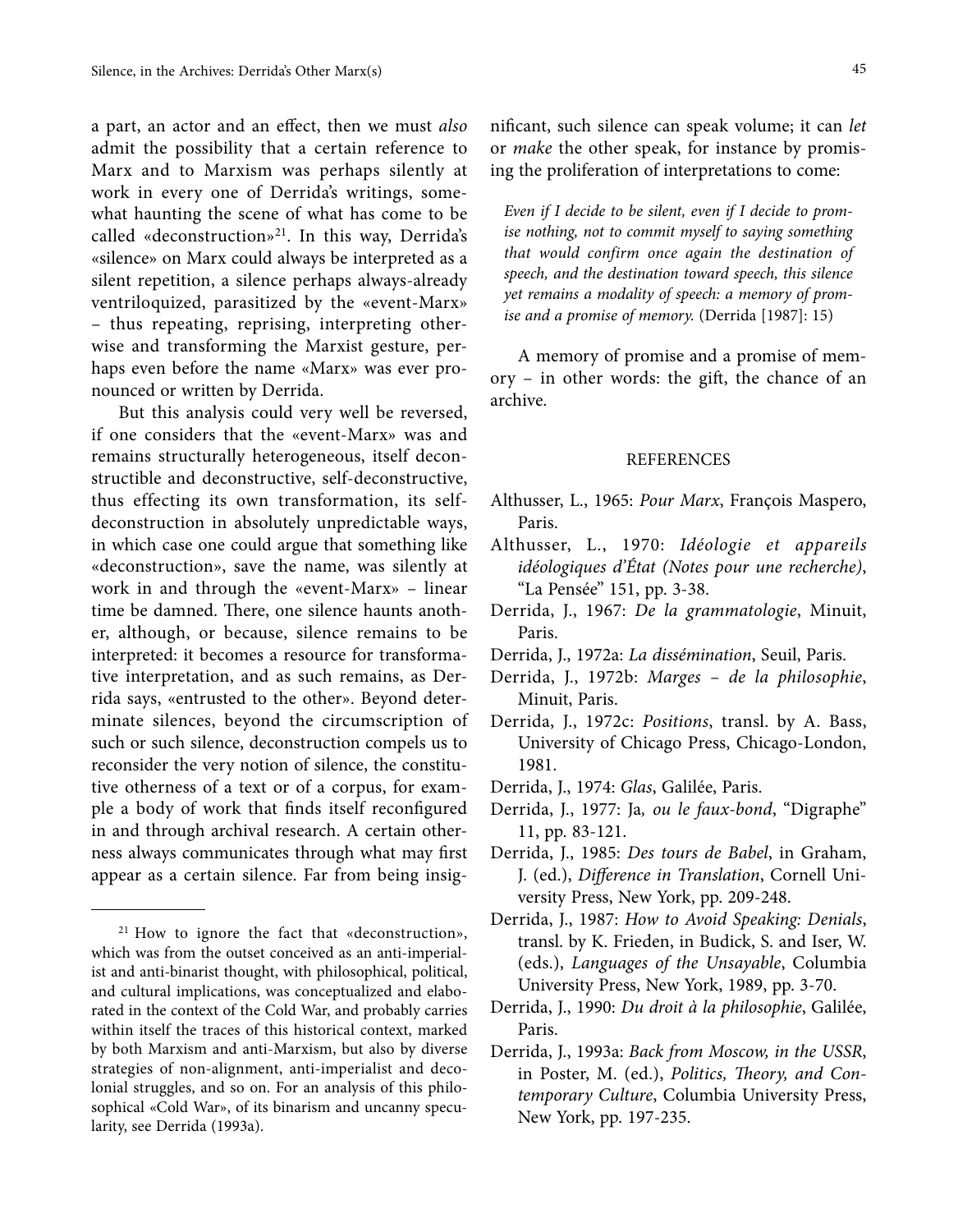a part, an actor and an effect, then we must *also* admit the possibility that a certain reference to Marx and to Marxism was perhaps silently at work in every one of Derrida's writings, somewhat haunting the scene of what has come to be called «deconstruction»[21]. In this way, Derrida's «silence» on Marx could always be interpreted as a silent repetition, a silence perhaps always-already ventriloquized, parasitized by the «event-Marx» – thus repeating, reprising, interpreting otherwise and transforming the Marxist gesture, perhaps even before the name «Marx» was ever pronounced or written by Derrida.

But this analysis could very well be reversed, if one considers that the «event-Marx» was and remains structurally heterogeneous, itself deconstructible and deconstructive, self-deconstructive, thus effecting its own transformation, its self-deconstruction in absolutely unpredictable ways, in which case one could argue that something like «deconstruction», save the name, was silently at work in and through the «event-Marx» – linear time be damned. There, one silence haunts another, although, or because, silence remains to be interpreted: it becomes a resource for transformative interpretation, and as such remains, as Derrida says, «entrusted to the other». Beyond determinate silences, beyond the circumscription of such or such silence, deconstruction compels us to reconsider the very notion of silence, the constitutive otherness of a text or of a corpus, for example a body of work that finds itself reconfigured in and through archival research. A certain otherness always communicates through what may first appear as a certain silence. Far from being insignificant, such silence can speak volume; it can *let* or *make* the other speak, for instance by promising the proliferation of interpretations to come:

> *Even if I decide to be silent, even if I decide to promise nothing, not to commit myself to saying something that would confirm once again the destination of speech, and the destination toward speech, this silence yet remains a modality of speech: a memory of promise and a promise of memory.* (Derrida [1987]: 15)

A memory of promise and a promise of memory – in other words: the gift, the chance of an archive.

[21] How to ignore the fact that «deconstruction», which was from the outset conceived as an anti-imperialist and anti-binarist thought, with philosophical, political, and cultural implications, was conceptualized and elaborated in the context of the Cold War, and probably carries within itself the traces of this historical context, marked by both Marxism and anti-Marxism, but also by diverse strategies of non-alignment, anti-imperialist and decolonial struggles, and so on. For an analysis of this philosophical «Cold War», of its binarism and uncanny specularity, see Derrida (1993a).

## REFERENCES

Althusser, L., 1965: *Pour Marx*, François Maspero, Paris.

Althusser, L., 1970: *Idéologie et appareils idéologiques d'État (Notes pour une recherche)*, "La Pensée" 151, pp. 3-38.

Derrida, J., 1967: *De la grammatologie*, Minuit, Paris.

Derrida, J., 1972a: *La dissémination*, Seuil, Paris.

Derrida, J., 1972b: *Marges – de la philosophie*, Minuit, Paris.

Derrida, J., 1972c: *Positions*, transl. by A. Bass, University of Chicago Press, Chicago-London, 1981.

Derrida, J., 1974: *Glas*, Galilée, Paris.

Derrida, J., 1977: Ja*, ou le faux-bond*, "Digraphe" 11, pp. 83-121.

Derrida, J., 1985: *Des tours de Babel*, in Graham, J. (ed.), *Difference in Translation*, Cornell University Press, New York, pp. 209-248.

Derrida, J., 1987: *How to Avoid Speaking: Denials*, transl. by K. Frieden, in Budick, S. and Iser, W. (eds.), *Languages of the Unsayable*, Columbia University Press, New York, 1989, pp. 3-70.

Derrida, J., 1990: *Du droit à la philosophie*, Galilée, Paris.

Derrida, J., 1993a: *Back from Moscow, in the USSR*, in Poster, M. (ed.), *Politics, Theory, and Contemporary Culture*, Columbia University Press, New York, pp. 197-235.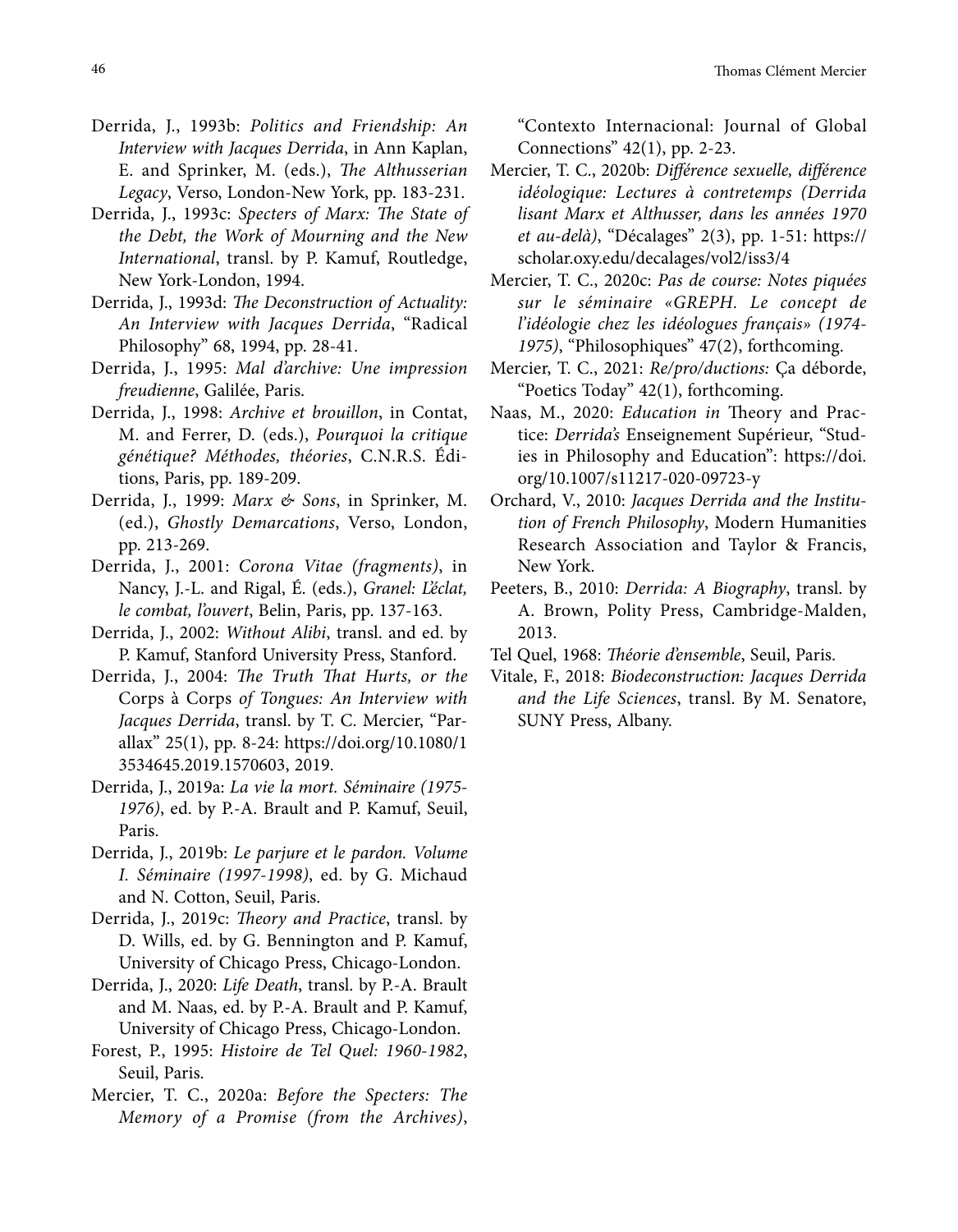Derrida, J., 1993b: *Politics and Friendship: An Interview with Jacques Derrida*, in Ann Kaplan, E. and Sprinker, M. (eds.), *The Althusserian Legacy*, Verso, London-New York, pp. 183-231.

Derrida, J., 1993c: *Specters of Marx: The State of the Debt, the Work of Mourning and the New International*, transl. by P. Kamuf, Routledge, New York-London, 1994.

Derrida, J., 1993d: *The Deconstruction of Actuality: An Interview with Jacques Derrida*, "Radical Philosophy" 68, 1994, pp. 28-41.

Derrida, J., 1995: *Mal d'archive: Une impression freudienne*, Galilée, Paris.

Derrida, J., 1998: *Archive et brouillon*, in Contat, M. and Ferrer, D. (eds.), *Pourquoi la critique génétique? Méthodes, théories*, C.N.R.S. Éditions, Paris, pp. 189-209.

Derrida, J., 1999: *Marx & Sons*, in Sprinker, M. (ed.), *Ghostly Demarcations*, Verso, London, pp. 213-269.

Derrida, J., 2001: *Corona Vitae (fragments)*, in Nancy, J.-L. and Rigal, É. (eds.), *Granel: L'éclat, le combat, l'ouvert*, Belin, Paris, pp. 137-163.

Derrida, J., 2002: *Without Alibi*, transl. and ed. by P. Kamuf, Stanford University Press, Stanford.

Derrida, J., 2004: *The Truth That Hurts, or the* Corps à Corps *of Tongues: An Interview with Jacques Derrida*, transl. by T. C. Mercier, "Parallax" 25(1), pp. 8-24: https://doi.org/10.1080/13534645.2019.1570603, 2019.

Derrida, J., 2019a: *La vie la mort. Séminaire (1975-1976)*, ed. by P.-A. Brault and P. Kamuf, Seuil, Paris.

Derrida, J., 2019b: *Le parjure et le pardon. Volume I. Séminaire (1997-1998)*, ed. by G. Michaud and N. Cotton, Seuil, Paris.

Derrida, J., 2019c: *Theory and Practice*, transl. by D. Wills, ed. by G. Bennington and P. Kamuf, University of Chicago Press, Chicago-London.

Derrida, J., 2020: *Life Death*, transl. by P.-A. Brault and M. Naas, ed. by P.-A. Brault and P. Kamuf, University of Chicago Press, Chicago-London.

Forest, P., 1995: *Histoire de Tel Quel: 1960-1982*, Seuil, Paris.

Mercier, T. C., 2020a: *Before the Specters: The Memory of a Promise (from the Archives)*, "Contexto Internacional: Journal of Global Connections" 42(1), pp. 2-23.

Mercier, T. C., 2020b: *Différence sexuelle, différence idéologique: Lectures à contretemps (Derrida lisant Marx et Althusser, dans les années 1970 et au-delà)*, "Décalages" 2(3), pp. 1-51: https://scholar.oxy.edu/decalages/vol2/iss3/4

Mercier, T. C., 2020c: *Pas de course: Notes piquées sur le séminaire «GREPH. Le concept de l'idéologie chez les idéologues français» (1974-1975)*, "Philosophiques" 47(2), forthcoming.

Mercier, T. C., 2021: *Re/pro/ductions:* Ça déborde, "Poetics Today" 42(1), forthcoming.

Naas, M., 2020: *Education in* Theory and Practice: *Derrida's* Enseignement Supérieur, "Studies in Philosophy and Education": https://doi.org/10.1007/s11217-020-09723-y

Orchard, V., 2010: *Jacques Derrida and the Institution of French Philosophy*, Modern Humanities Research Association and Taylor & Francis, New York.

Peeters, B., 2010: *Derrida: A Biography*, transl. by A. Brown, Polity Press, Cambridge-Malden, 2013.

Tel Quel, 1968: *Théorie d'ensemble*, Seuil, Paris.

Vitale, F., 2018: *Biodeconstruction: Jacques Derrida and the Life Sciences*, transl. By M. Senatore, SUNY Press, Albany.